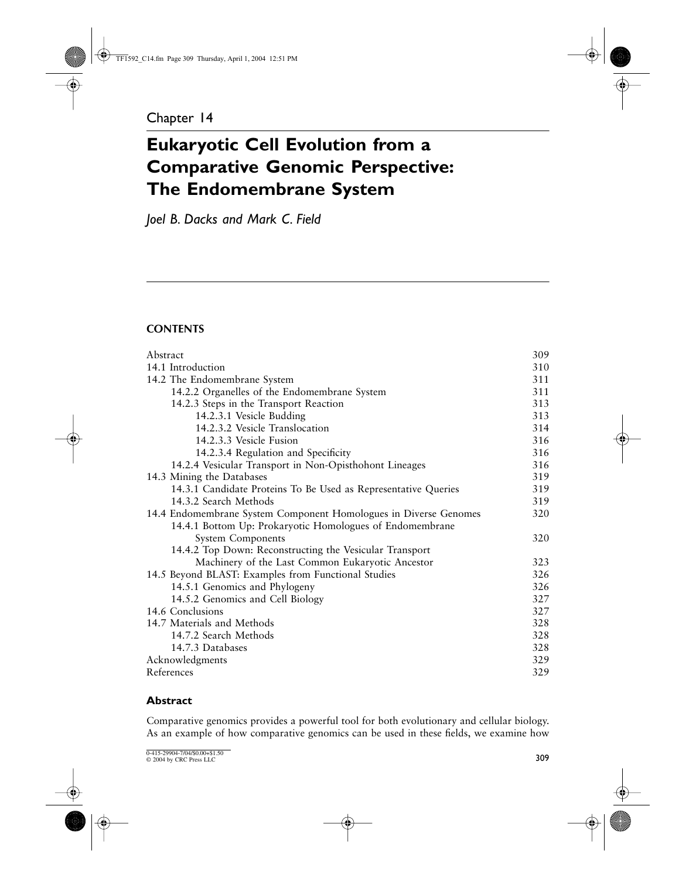Chapter 14

# Eukaryotic Cell Evolution from a Comparative Genomic Perspective: The Endomembrane System

*Joel B. Dacks and Mark C. Field*

**CONTENTS**

| | |
|---|---|
| Abstract | 309 |
| 14.1 Introduction | 310 |
| 14.2 The Endomembrane System | 311 |
| 14.2.2 Organelles of the Endomembrane System | 311 |
| 14.2.3 Steps in the Transport Reaction | 313 |
| 14.2.3.1 Vesicle Budding | 313 |
| 14.2.3.2 Vesicle Translocation | 314 |
| 14.2.3.3 Vesicle Fusion | 316 |
| 14.2.3.4 Regulation and Specificity | 316 |
| 14.2.4 Vesicular Transport in Non-Opisthohont Lineages | 316 |
| 14.3 Mining the Databases | 319 |
| 14.3.1 Candidate Proteins To Be Used as Representative Queries | 319 |
| 14.3.2 Search Methods | 319 |
| 14.4 Endomembrane System Component Homologues in Diverse Genomes | 320 |
| 14.4.1 Bottom Up: Prokaryotic Homologues of Endomembrane System Components | 320 |
| 14.4.2 Top Down: Reconstructing the Vesicular Transport Machinery of the Last Common Eukaryotic Ancestor | 323 |
| 14.5 Beyond BLAST: Examples from Functional Studies | 326 |
| 14.5.1 Genomics and Phylogeny | 326 |
| 14.5.2 Genomics and Cell Biology | 327 |
| 14.6 Conclusions | 327 |
| 14.7 Materials and Methods | 328 |
| 14.7.2 Search Methods | 328 |
| 14.7.3 Databases | 328 |
| Acknowledgments | 329 |
| References | 329 |

## Abstract

Comparative genomics provides a powerful tool for both evolutionary and cellular biology. As an example of how comparative genomics can be used in these fields, we examine how

0-415-29904-7/04/$0.00+$1.50
© 2004 by CRC Press LLC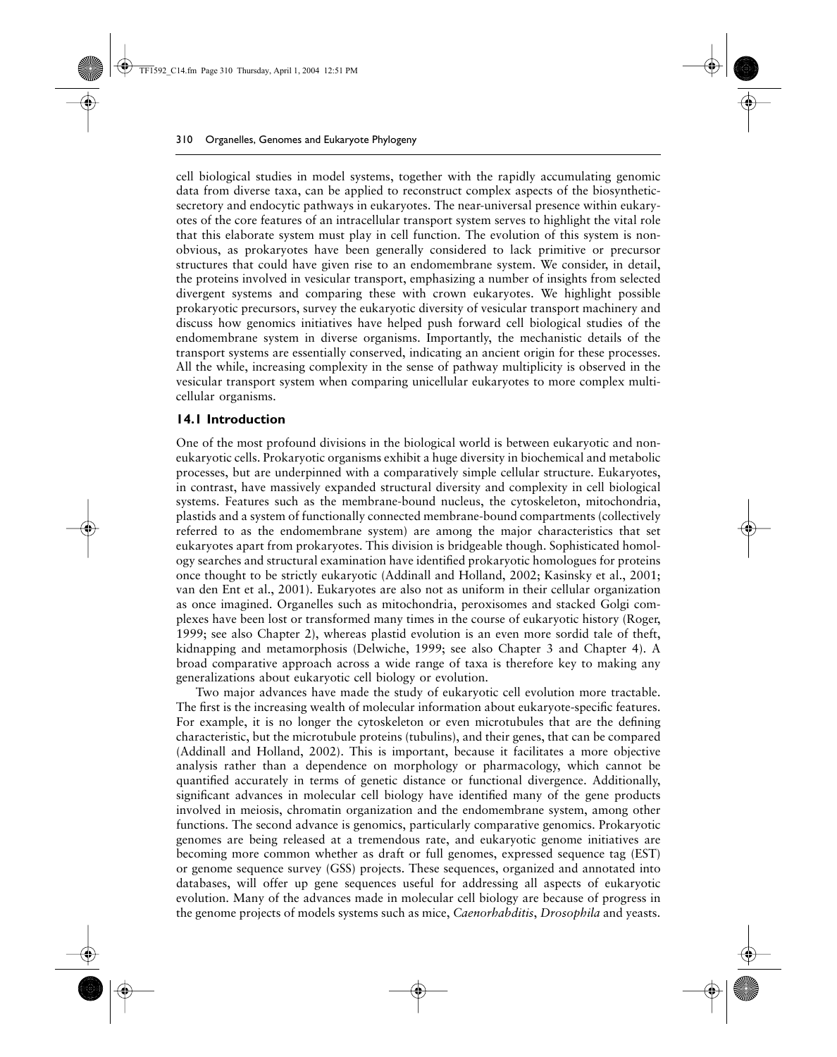cell biological studies in model systems, together with the rapidly accumulating genomic data from diverse taxa, can be applied to reconstruct complex aspects of the biosynthetic-secretory and endocytic pathways in eukaryotes. The near-universal presence within eukaryotes of the core features of an intracellular transport system serves to highlight the vital role that this elaborate system must play in cell function. The evolution of this system is non-obvious, as prokaryotes have been generally considered to lack primitive or precursor structures that could have given rise to an endomembrane system. We consider, in detail, the proteins involved in vesicular transport, emphasizing a number of insights from selected divergent systems and comparing these with crown eukaryotes. We highlight possible prokaryotic precursors, survey the eukaryotic diversity of vesicular transport machinery and discuss how genomics initiatives have helped push forward cell biological studies of the endomembrane system in diverse organisms. Importantly, the mechanistic details of the transport systems are essentially conserved, indicating an ancient origin for these processes. All the while, increasing complexity in the sense of pathway multiplicity is observed in the vesicular transport system when comparing unicellular eukaryotes to more complex multicellular organisms.

## 14.1 Introduction

One of the most profound divisions in the biological world is between eukaryotic and non-eukaryotic cells. Prokaryotic organisms exhibit a huge diversity in biochemical and metabolic processes, but are underpinned with a comparatively simple cellular structure. Eukaryotes, in contrast, have massively expanded structural diversity and complexity in cell biological systems. Features such as the membrane-bound nucleus, the cytoskeleton, mitochondria, plastids and a system of functionally connected membrane-bound compartments (collectively referred to as the endomembrane system) are among the major characteristics that set eukaryotes apart from prokaryotes. This division is bridgeable though. Sophisticated homology searches and structural examination have identified prokaryotic homologues for proteins once thought to be strictly eukaryotic (Addinall and Holland, 2002; Kasinsky et al., 2001; van den Ent et al., 2001). Eukaryotes are also not as uniform in their cellular organization as once imagined. Organelles such as mitochondria, peroxisomes and stacked Golgi complexes have been lost or transformed many times in the course of eukaryotic history (Roger, 1999; see also Chapter 2), whereas plastid evolution is an even more sordid tale of theft, kidnapping and metamorphosis (Delwiche, 1999; see also Chapter 3 and Chapter 4). A broad comparative approach across a wide range of taxa is therefore key to making any generalizations about eukaryotic cell biology or evolution.

Two major advances have made the study of eukaryotic cell evolution more tractable. The first is the increasing wealth of molecular information about eukaryote-specific features. For example, it is no longer the cytoskeleton or even microtubules that are the defining characteristic, but the microtubule proteins (tubulins), and their genes, that can be compared (Addinall and Holland, 2002). This is important, because it facilitates a more objective analysis rather than a dependence on morphology or pharmacology, which cannot be quantified accurately in terms of genetic distance or functional divergence. Additionally, significant advances in molecular cell biology have identified many of the gene products involved in meiosis, chromatin organization and the endomembrane system, among other functions. The second advance is genomics, particularly comparative genomics. Prokaryotic genomes are being released at a tremendous rate, and eukaryotic genome initiatives are becoming more common whether as draft or full genomes, expressed sequence tag (EST) or genome sequence survey (GSS) projects. These sequences, organized and annotated into databases, will offer up gene sequences useful for addressing all aspects of eukaryotic evolution. Many of the advances made in molecular cell biology are because of progress in the genome projects of models systems such as mice, *Caenorhabditis*, *Drosophila* and yeasts.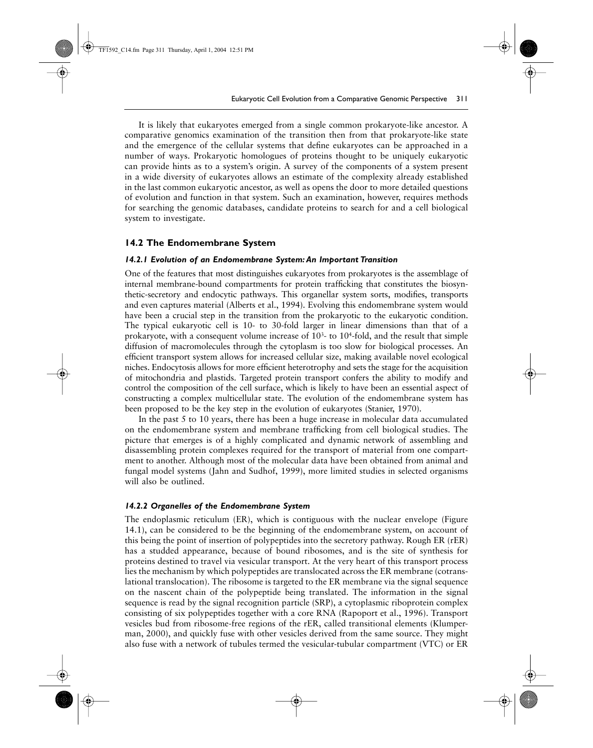It is likely that eukaryotes emerged from a single common prokaryote-like ancestor. A comparative genomics examination of the transition then from that prokaryote-like state and the emergence of the cellular systems that define eukaryotes can be approached in a number of ways. Prokaryotic homologues of proteins thought to be uniquely eukaryotic can provide hints as to a system's origin. A survey of the components of a system present in a wide diversity of eukaryotes allows an estimate of the complexity already established in the last common eukaryotic ancestor, as well as opens the door to more detailed questions of evolution and function in that system. Such an examination, however, requires methods for searching the genomic databases, candidate proteins to search for and a cell biological system to investigate.

## 14.2 The Endomembrane System

### *14.2.1 Evolution of an Endomembrane System: An Important Transition*

One of the features that most distinguishes eukaryotes from prokaryotes is the assemblage of internal membrane-bound compartments for protein trafficking that constitutes the biosynthetic-secretory and endocytic pathways. This organellar system sorts, modifies, transports and even captures material (Alberts et al., 1994). Evolving this endomembrane system would have been a crucial step in the transition from the prokaryotic to the eukaryotic condition. The typical eukaryotic cell is 10- to 30-fold larger in linear dimensions than that of a prokaryote, with a consequent volume increase of $10^3$- to $10^4$-fold, and the result that simple diffusion of macromolecules through the cytoplasm is too slow for biological processes. An efficient transport system allows for increased cellular size, making available novel ecological niches. Endocytosis allows for more efficient heterotrophy and sets the stage for the acquisition of mitochondria and plastids. Targeted protein transport confers the ability to modify and control the composition of the cell surface, which is likely to have been an essential aspect of constructing a complex multicellular state. The evolution of the endomembrane system has been proposed to be the key step in the evolution of eukaryotes (Stanier, 1970).

In the past 5 to 10 years, there has been a huge increase in molecular data accumulated on the endomembrane system and membrane trafficking from cell biological studies. The picture that emerges is of a highly complicated and dynamic network of assembling and disassembling protein complexes required for the transport of material from one compartment to another. Although most of the molecular data have been obtained from animal and fungal model systems (Jahn and Sudhof, 1999), more limited studies in selected organisms will also be outlined.

### *14.2.2 Organelles of the Endomembrane System*

The endoplasmic reticulum (ER), which is contiguous with the nuclear envelope (Figure 14.1), can be considered to be the beginning of the endomembrane system, on account of this being the point of insertion of polypeptides into the secretory pathway. Rough ER (rER) has a studded appearance, because of bound ribosomes, and is the site of synthesis for proteins destined to travel via vesicular transport. At the very heart of this transport process lies the mechanism by which polypeptides are translocated across the ER membrane (cotranslational translocation). The ribosome is targeted to the ER membrane via the signal sequence on the nascent chain of the polypeptide being translated. The information in the signal sequence is read by the signal recognition particle (SRP), a cytoplasmic riboprotein complex consisting of six polypeptides together with a core RNA (Rapoport et al., 1996). Transport vesicles bud from ribosome-free regions of the rER, called transitional elements (Klumperman, 2000), and quickly fuse with other vesicles derived from the same source. They might also fuse with a network of tubules termed the vesicular-tubular compartment (VTC) or ER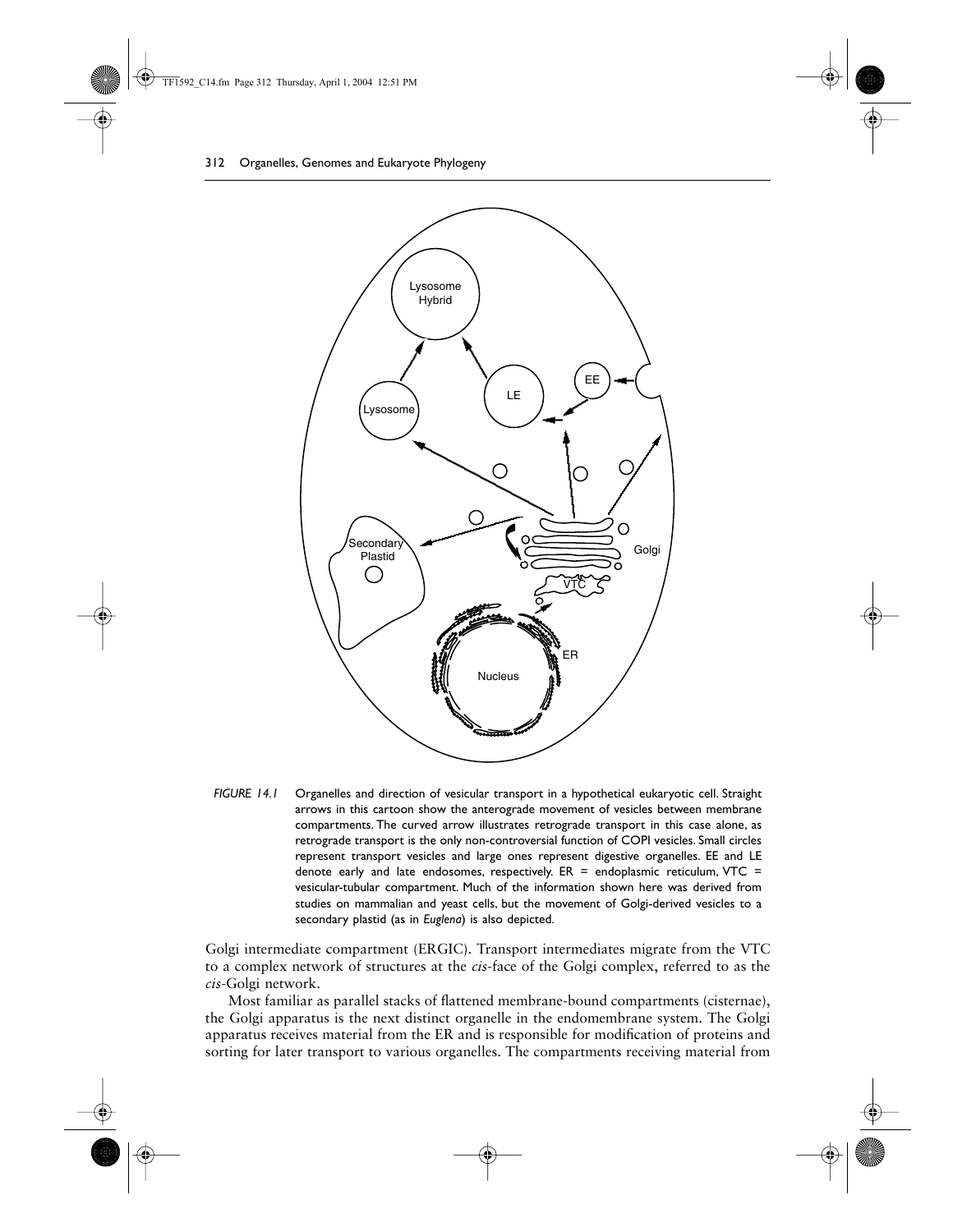FIGURE 14.1 Organelles and direction of vesicular transport in a hypothetical eukaryotic cell. Straight arrows in this cartoon show the anterograde movement of vesicles between membrane compartments. The curved arrow illustrates retrograde transport in this case alone, as retrograde transport is the only non-controversial function of COPI vesicles. Small circles represent transport vesicles and large ones represent digestive organelles. EE and LE denote early and late endosomes, respectively. ER = endoplasmic reticulum, VTC = vesicular-tubular compartment. Much of the information shown here was derived from studies on mammalian and yeast cells, but the movement of Golgi-derived vesicles to a secondary plastid (as in *Euglena*) is also depicted.

Golgi intermediate compartment (ERGIC). Transport intermediates migrate from the VTC to a complex network of structures at the *cis*-face of the Golgi complex, referred to as the *cis*-Golgi network.

Most familiar as parallel stacks of flattened membrane-bound compartments (cisternae), the Golgi apparatus is the next distinct organelle in the endomembrane system. The Golgi apparatus receives material from the ER and is responsible for modification of proteins and sorting for later transport to various organelles. The compartments receiving material from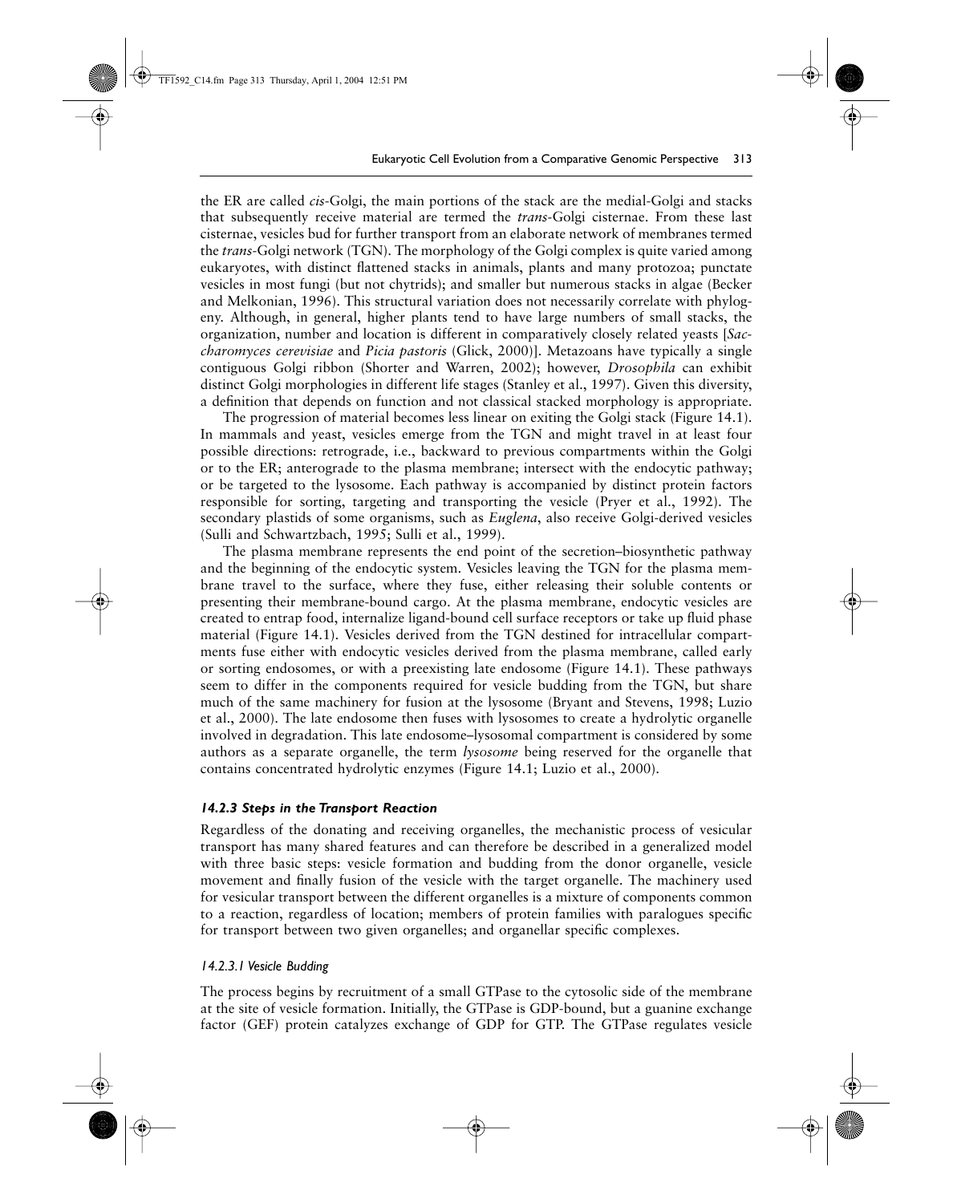the ER are called *cis*-Golgi, the main portions of the stack are the medial-Golgi and stacks that subsequently receive material are termed the *trans*-Golgi cisternae. From these last cisternae, vesicles bud for further transport from an elaborate network of membranes termed the *trans*-Golgi network (TGN). The morphology of the Golgi complex is quite varied among eukaryotes, with distinct flattened stacks in animals, plants and many protozoa; punctate vesicles in most fungi (but not chytrids); and smaller but numerous stacks in algae (Becker and Melkonian, 1996). This structural variation does not necessarily correlate with phylogeny. Although, in general, higher plants tend to have large numbers of small stacks, the organization, number and location is different in comparatively closely related yeasts [*Saccharomyces cerevisiae* and *Picia pastoris* (Glick, 2000)]. Metazoans have typically a single contiguous Golgi ribbon (Shorter and Warren, 2002); however, *Drosophila* can exhibit distinct Golgi morphologies in different life stages (Stanley et al., 1997). Given this diversity, a definition that depends on function and not classical stacked morphology is appropriate.

The progression of material becomes less linear on exiting the Golgi stack (Figure 14.1). In mammals and yeast, vesicles emerge from the TGN and might travel in at least four possible directions: retrograde, i.e., backward to previous compartments within the Golgi or to the ER; anterograde to the plasma membrane; intersect with the endocytic pathway; or be targeted to the lysosome. Each pathway is accompanied by distinct protein factors responsible for sorting, targeting and transporting the vesicle (Pryer et al., 1992). The secondary plastids of some organisms, such as *Euglena*, also receive Golgi-derived vesicles (Sulli and Schwartzbach, 1995; Sulli et al., 1999).

The plasma membrane represents the end point of the secretion–biosynthetic pathway and the beginning of the endocytic system. Vesicles leaving the TGN for the plasma membrane travel to the surface, where they fuse, either releasing their soluble contents or presenting their membrane-bound cargo. At the plasma membrane, endocytic vesicles are created to entrap food, internalize ligand-bound cell surface receptors or take up fluid phase material (Figure 14.1). Vesicles derived from the TGN destined for intracellular compartments fuse either with endocytic vesicles derived from the plasma membrane, called early or sorting endosomes, or with a preexisting late endosome (Figure 14.1). These pathways seem to differ in the components required for vesicle budding from the TGN, but share much of the same machinery for fusion at the lysosome (Bryant and Stevens, 1998; Luzio et al., 2000). The late endosome then fuses with lysosomes to create a hydrolytic organelle involved in degradation. This late endosome–lysosomal compartment is considered by some authors as a separate organelle, the term *lysosome* being reserved for the organelle that contains concentrated hydrolytic enzymes (Figure 14.1; Luzio et al., 2000).

### *14.2.3 Steps in the Transport Reaction*

Regardless of the donating and receiving organelles, the mechanistic process of vesicular transport has many shared features and can therefore be described in a generalized model with three basic steps: vesicle formation and budding from the donor organelle, vesicle movement and finally fusion of the vesicle with the target organelle. The machinery used for vesicular transport between the different organelles is a mixture of components common to a reaction, regardless of location; members of protein families with paralogues specific for transport between two given organelles; and organellar specific complexes.

#### *14.2.3.1 Vesicle Budding*

The process begins by recruitment of a small GTPase to the cytosolic side of the membrane at the site of vesicle formation. Initially, the GTPase is GDP-bound, but a guanine exchange factor (GEF) protein catalyzes exchange of GDP for GTP. The GTPase regulates vesicle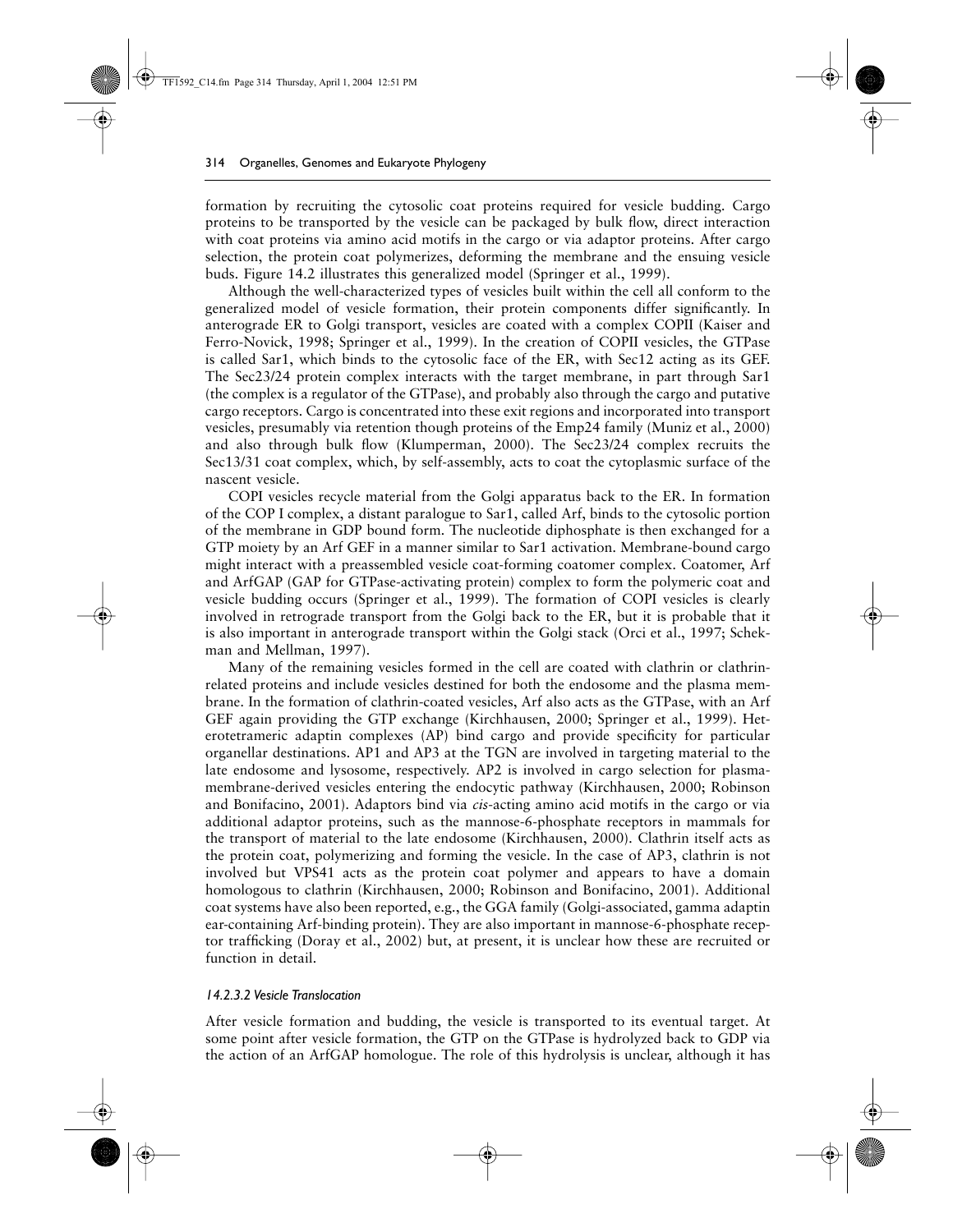formation by recruiting the cytosolic coat proteins required for vesicle budding. Cargo proteins to be transported by the vesicle can be packaged by bulk flow, direct interaction with coat proteins via amino acid motifs in the cargo or via adaptor proteins. After cargo selection, the protein coat polymerizes, deforming the membrane and the ensuing vesicle buds. Figure 14.2 illustrates this generalized model (Springer et al., 1999).

Although the well-characterized types of vesicles built within the cell all conform to the generalized model of vesicle formation, their protein components differ significantly. In anterograde ER to Golgi transport, vesicles are coated with a complex COPII (Kaiser and Ferro-Novick, 1998; Springer et al., 1999). In the creation of COPII vesicles, the GTPase is called Sar1, which binds to the cytosolic face of the ER, with Sec12 acting as its GEF. The Sec23/24 protein complex interacts with the target membrane, in part through Sar1 (the complex is a regulator of the GTPase), and probably also through the cargo and putative cargo receptors. Cargo is concentrated into these exit regions and incorporated into transport vesicles, presumably via retention though proteins of the Emp24 family (Muniz et al., 2000) and also through bulk flow (Klumperman, 2000). The Sec23/24 complex recruits the Sec13/31 coat complex, which, by self-assembly, acts to coat the cytoplasmic surface of the nascent vesicle.

COPI vesicles recycle material from the Golgi apparatus back to the ER. In formation of the COP I complex, a distant paralogue to Sar1, called Arf, binds to the cytosolic portion of the membrane in GDP bound form. The nucleotide diphosphate is then exchanged for a GTP moiety by an Arf GEF in a manner similar to Sar1 activation. Membrane-bound cargo might interact with a preassembled vesicle coat-forming coatomer complex. Coatomer, Arf and ArfGAP (GAP for GTPase-activating protein) complex to form the polymeric coat and vesicle budding occurs (Springer et al., 1999). The formation of COPI vesicles is clearly involved in retrograde transport from the Golgi back to the ER, but it is probable that it is also important in anterograde transport within the Golgi stack (Orci et al., 1997; Schekman and Mellman, 1997).

Many of the remaining vesicles formed in the cell are coated with clathrin or clathrin-related proteins and include vesicles destined for both the endosome and the plasma membrane. In the formation of clathrin-coated vesicles, Arf also acts as the GTPase, with an Arf GEF again providing the GTP exchange (Kirchhausen, 2000; Springer et al., 1999). Heterotetrameric adaptin complexes (AP) bind cargo and provide specificity for particular organellar destinations. AP1 and AP3 at the TGN are involved in targeting material to the late endosome and lysosome, respectively. AP2 is involved in cargo selection for plasma-membrane-derived vesicles entering the endocytic pathway (Kirchhausen, 2000; Robinson and Bonifacino, 2001). Adaptors bind via *cis*-acting amino acid motifs in the cargo or via additional adaptor proteins, such as the mannose-6-phosphate receptors in mammals for the transport of material to the late endosome (Kirchhausen, 2000). Clathrin itself acts as the protein coat, polymerizing and forming the vesicle. In the case of AP3, clathrin is not involved but VPS41 acts as the protein coat polymer and appears to have a domain homologous to clathrin (Kirchhausen, 2000; Robinson and Bonifacino, 2001). Additional coat systems have also been reported, e.g., the GGA family (Golgi-associated, gamma adaptin ear-containing Arf-binding protein). They are also important in mannose-6-phosphate receptor trafficking (Doray et al., 2002) but, at present, it is unclear how these are recruited or function in detail.

#### *14.2.3.2 Vesicle Translocation*

After vesicle formation and budding, the vesicle is transported to its eventual target. At some point after vesicle formation, the GTP on the GTPase is hydrolyzed back to GDP via the action of an ArfGAP homologue. The role of this hydrolysis is unclear, although it has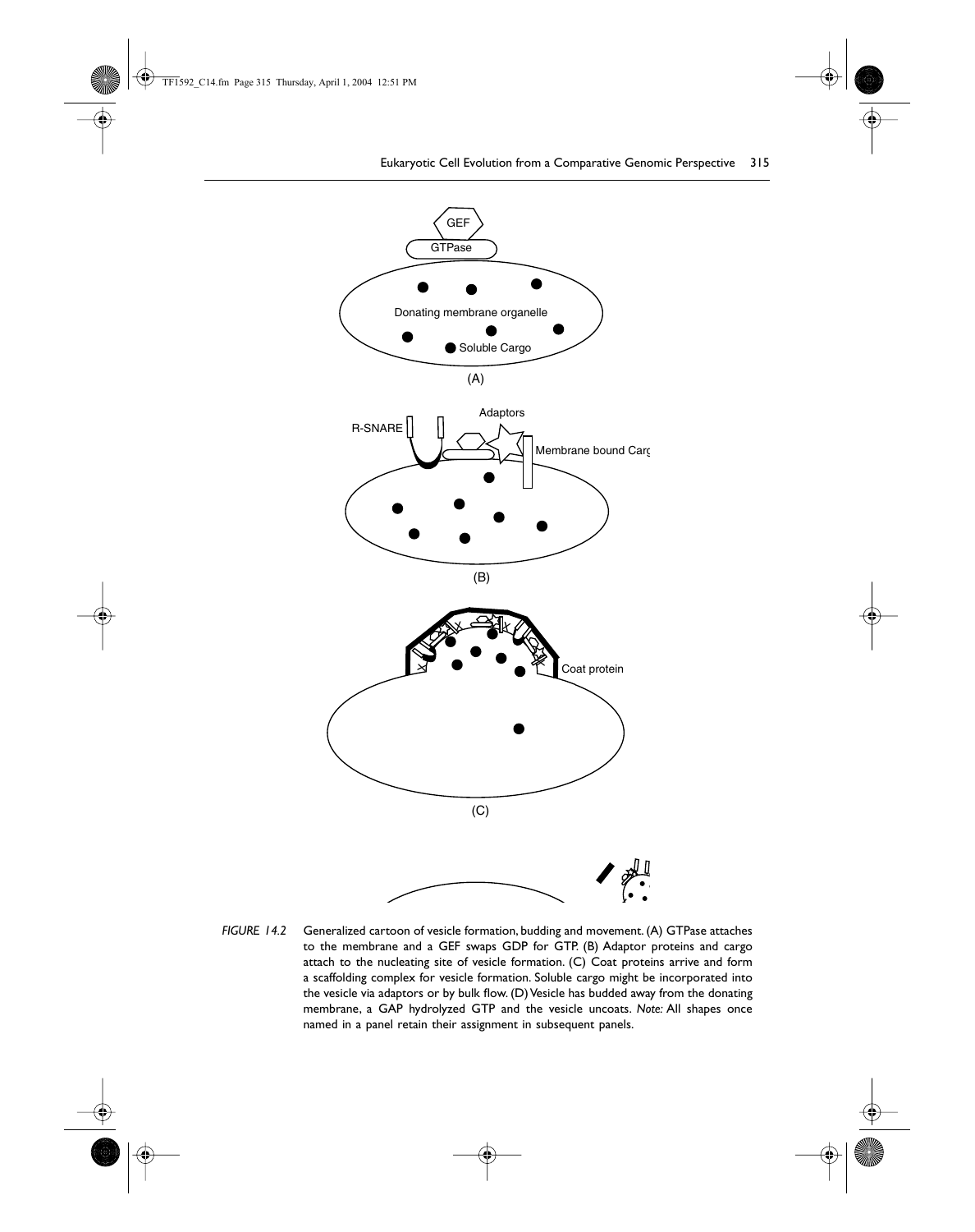FIGURE 14.2 Generalized cartoon of vesicle formation, budding and movement. (A) GTPase attaches to the membrane and a GEF swaps GDP for GTP. (B) Adaptor proteins and cargo attach to the nucleating site of vesicle formation. (C) Coat proteins arrive and form a scaffolding complex for vesicle formation. Soluble cargo might be incorporated into the vesicle via adaptors or by bulk flow. (D) Vesicle has budded away from the donating membrane, a GAP hydrolyzed GTP and the vesicle uncoats. *Note:* All shapes once named in a panel retain their assignment in subsequent panels.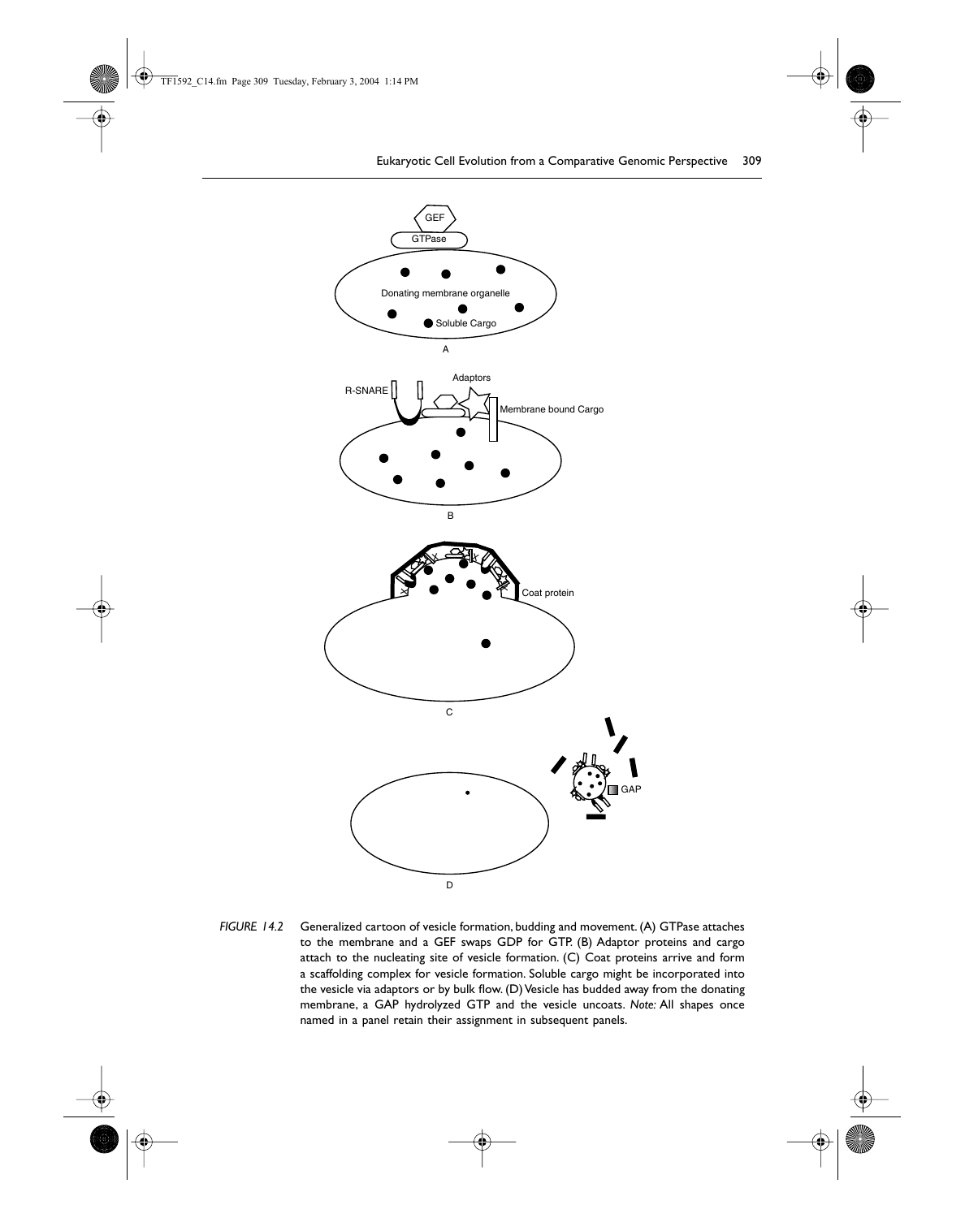*FIGURE 14.2* Generalized cartoon of vesicle formation, budding and movement. (A) GTPase attaches to the membrane and a GEF swaps GDP for GTP. (B) Adaptor proteins and cargo attach to the nucleating site of vesicle formation. (C) Coat proteins arrive and form a scaffolding complex for vesicle formation. Soluble cargo might be incorporated into the vesicle via adaptors or by bulk flow. (D) Vesicle has budded away from the donating membrane, a GAP hydrolyzed GTP and the vesicle uncoats. *Note:* All shapes once named in a panel retain their assignment in subsequent panels.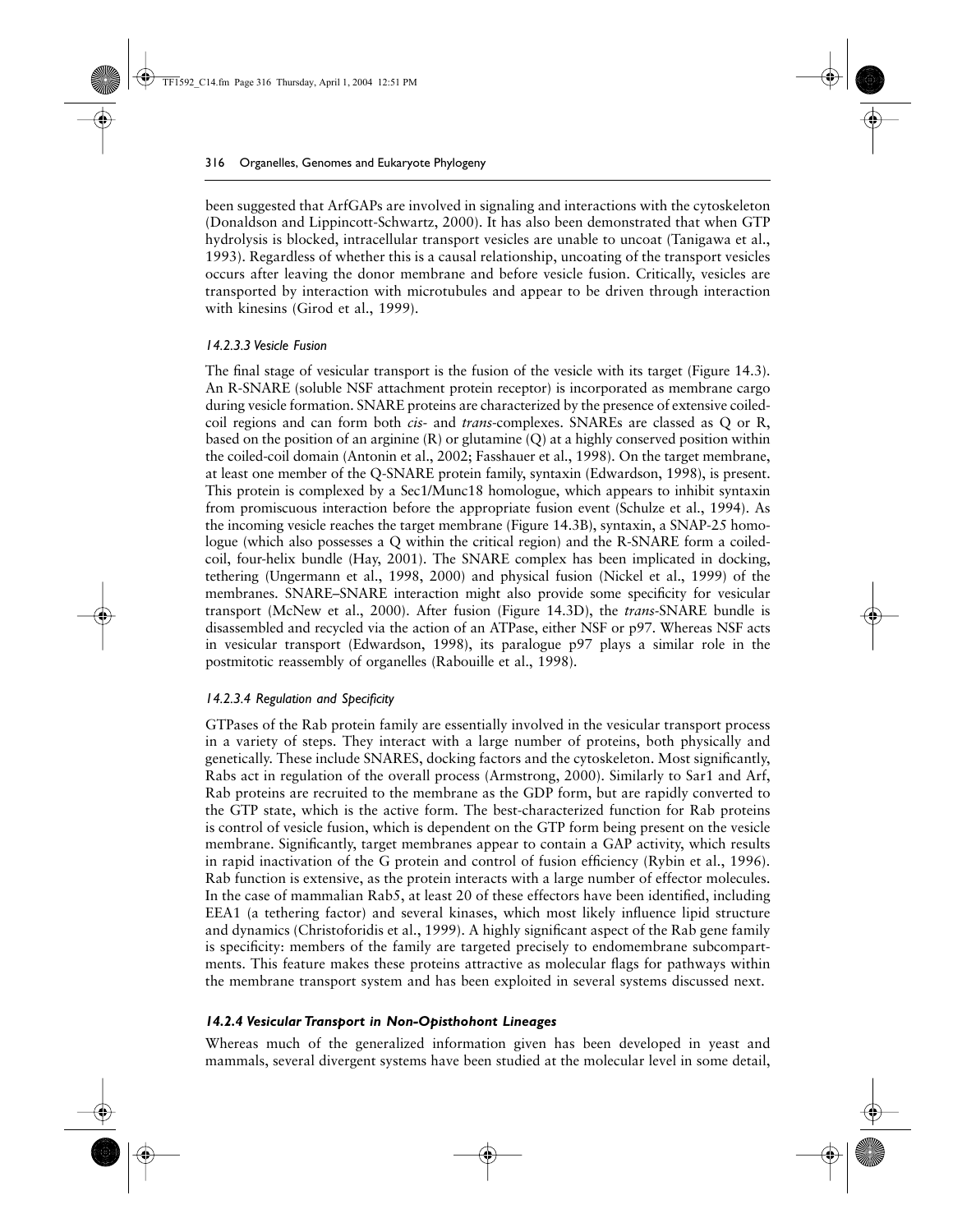been suggested that ArfGAPs are involved in signaling and interactions with the cytoskeleton (Donaldson and Lippincott-Schwartz, 2000). It has also been demonstrated that when GTP hydrolysis is blocked, intracellular transport vesicles are unable to uncoat (Tanigawa et al., 1993). Regardless of whether this is a causal relationship, uncoating of the transport vesicles occurs after leaving the donor membrane and before vesicle fusion. Critically, vesicles are transported by interaction with microtubules and appear to be driven through interaction with kinesins (Girod et al., 1999).

#### *14.2.3.3 Vesicle Fusion*

The final stage of vesicular transport is the fusion of the vesicle with its target (Figure 14.3). An R-SNARE (soluble NSF attachment protein receptor) is incorporated as membrane cargo during vesicle formation. SNARE proteins are characterized by the presence of extensive coiled-coil regions and can form both *cis-* and *trans*-complexes. SNAREs are classed as Q or R, based on the position of an arginine (R) or glutamine (Q) at a highly conserved position within the coiled-coil domain (Antonin et al., 2002; Fasshauer et al., 1998). On the target membrane, at least one member of the Q-SNARE protein family, syntaxin (Edwardson, 1998), is present. This protein is complexed by a Sec1/Munc18 homologue, which appears to inhibit syntaxin from promiscuous interaction before the appropriate fusion event (Schulze et al., 1994). As the incoming vesicle reaches the target membrane (Figure 14.3B), syntaxin, a SNAP-25 homologue (which also possesses a Q within the critical region) and the R-SNARE form a coiled-coil, four-helix bundle (Hay, 2001). The SNARE complex has been implicated in docking, tethering (Ungermann et al., 1998, 2000) and physical fusion (Nickel et al., 1999) of the membranes. SNARE–SNARE interaction might also provide some specificity for vesicular transport (McNew et al., 2000). After fusion (Figure 14.3D), the *trans*-SNARE bundle is disassembled and recycled via the action of an ATPase, either NSF or p97. Whereas NSF acts in vesicular transport (Edwardson, 1998), its paralogue p97 plays a similar role in the postmitotic reassembly of organelles (Rabouille et al., 1998).

#### *14.2.3.4 Regulation and Specificity*

GTPases of the Rab protein family are essentially involved in the vesicular transport process in a variety of steps. They interact with a large number of proteins, both physically and genetically. These include SNARES, docking factors and the cytoskeleton. Most significantly, Rabs act in regulation of the overall process (Armstrong, 2000). Similarly to Sar1 and Arf, Rab proteins are recruited to the membrane as the GDP form, but are rapidly converted to the GTP state, which is the active form. The best-characterized function for Rab proteins is control of vesicle fusion, which is dependent on the GTP form being present on the vesicle membrane. Significantly, target membranes appear to contain a GAP activity, which results in rapid inactivation of the G protein and control of fusion efficiency (Rybin et al., 1996). Rab function is extensive, as the protein interacts with a large number of effector molecules. In the case of mammalian Rab5, at least 20 of these effectors have been identified, including EEA1 (a tethering factor) and several kinases, which most likely influence lipid structure and dynamics (Christoforidis et al., 1999). A highly significant aspect of the Rab gene family is specificity: members of the family are targeted precisely to endomembrane subcompartments. This feature makes these proteins attractive as molecular flags for pathways within the membrane transport system and has been exploited in several systems discussed next.

### ***14.2.4 Vesicular Transport in Non-Opisthohont Lineages***

Whereas much of the generalized information given has been developed in yeast and mammals, several divergent systems have been studied at the molecular level in some detail,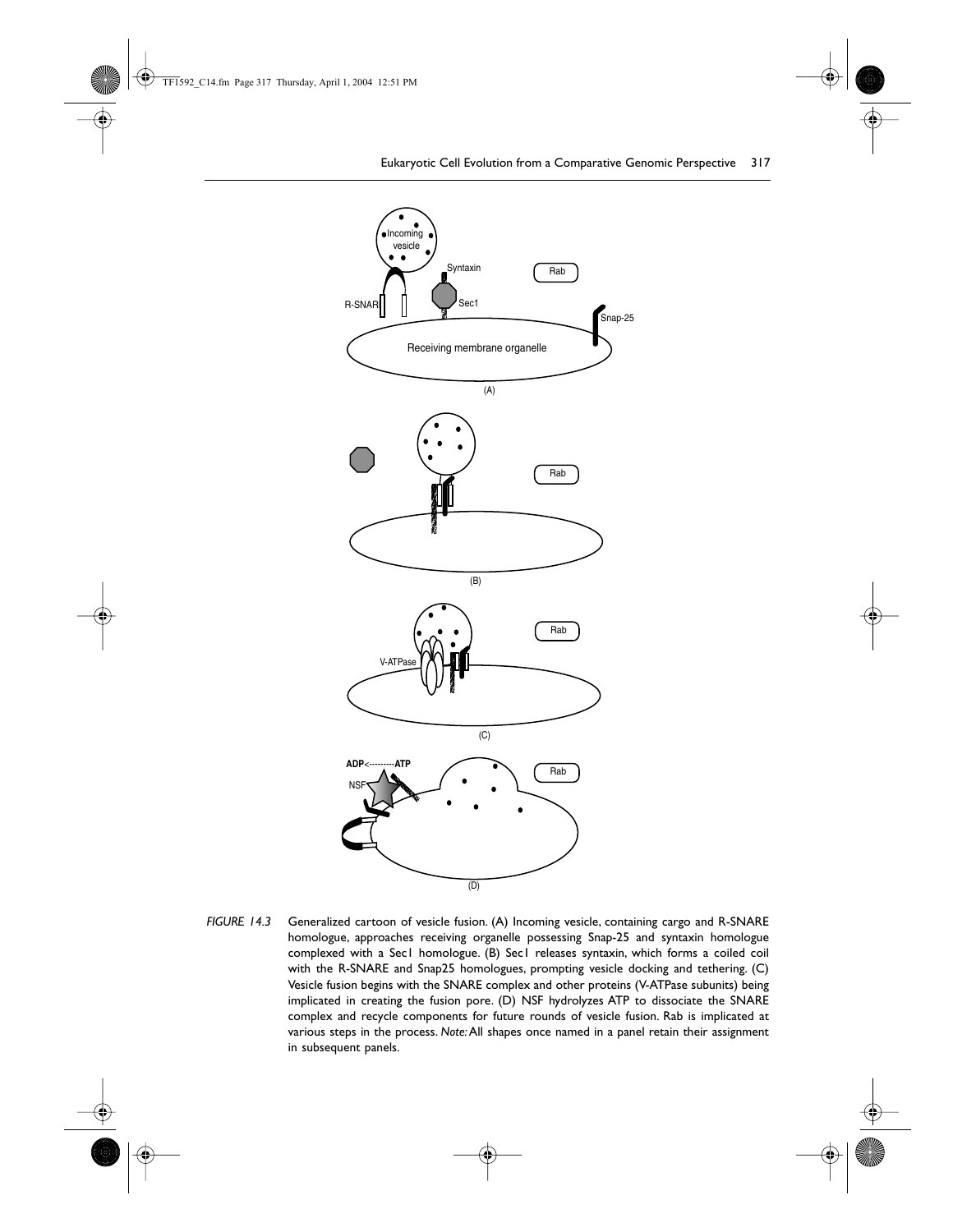FIGURE 14.3 Generalized cartoon of vesicle fusion. (A) Incoming vesicle, containing cargo and R-SNARE homologue, approaches receiving organelle possessing Snap-25 and syntaxin homologue complexed with a Sec1 homologue. (B) Sec1 releases syntaxin, which forms a coiled coil with the R-SNARE and Snap25 homologues, prompting vesicle docking and tethering. (C) Vesicle fusion begins with the SNARE complex and other proteins (V-ATPase subunits) being implicated in creating the fusion pore. (D) NSF hydrolyzes ATP to dissociate the SNARE complex and recycle components for future rounds of vesicle fusion. Rab is implicated at various steps in the process. *Note:* All shapes once named in a panel retain their assignment in subsequent panels.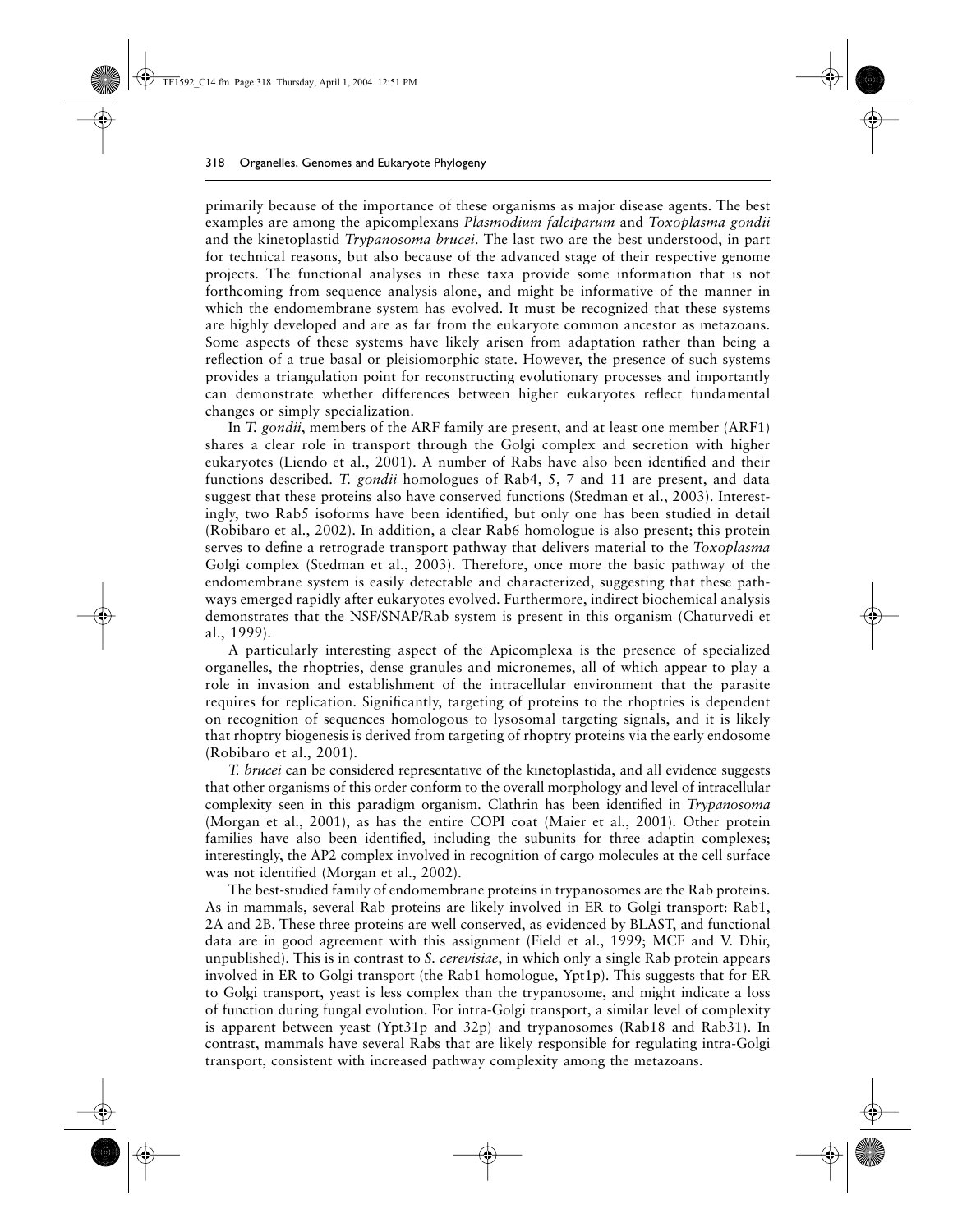primarily because of the importance of these organisms as major disease agents. The best examples are among the apicomplexans *Plasmodium falciparum* and *Toxoplasma gondii* and the kinetoplastid *Trypanosoma brucei*. The last two are the best understood, in part for technical reasons, but also because of the advanced stage of their respective genome projects. The functional analyses in these taxa provide some information that is not forthcoming from sequence analysis alone, and might be informative of the manner in which the endomembrane system has evolved. It must be recognized that these systems are highly developed and are as far from the eukaryote common ancestor as metazoans. Some aspects of these systems have likely arisen from adaptation rather than being a reflection of a true basal or pleisiomorphic state. However, the presence of such systems provides a triangulation point for reconstructing evolutionary processes and importantly can demonstrate whether differences between higher eukaryotes reflect fundamental changes or simply specialization.

In *T. gondii*, members of the ARF family are present, and at least one member (ARF1) shares a clear role in transport through the Golgi complex and secretion with higher eukaryotes (Liendo et al., 2001). A number of Rabs have also been identified and their functions described. *T. gondii* homologues of Rab4, 5, 7 and 11 are present, and data suggest that these proteins also have conserved functions (Stedman et al., 2003). Interestingly, two Rab5 isoforms have been identified, but only one has been studied in detail (Robibaro et al., 2002). In addition, a clear Rab6 homologue is also present; this protein serves to define a retrograde transport pathway that delivers material to the *Toxoplasma* Golgi complex (Stedman et al., 2003). Therefore, once more the basic pathway of the endomembrane system is easily detectable and characterized, suggesting that these pathways emerged rapidly after eukaryotes evolved. Furthermore, indirect biochemical analysis demonstrates that the NSF/SNAP/Rab system is present in this organism (Chaturvedi et al., 1999).

A particularly interesting aspect of the Apicomplexa is the presence of specialized organelles, the rhoptries, dense granules and micronemes, all of which appear to play a role in invasion and establishment of the intracellular environment that the parasite requires for replication. Significantly, targeting of proteins to the rhoptries is dependent on recognition of sequences homologous to lysosomal targeting signals, and it is likely that rhoptry biogenesis is derived from targeting of rhoptry proteins via the early endosome (Robibaro et al., 2001).

*T. brucei* can be considered representative of the kinetoplastida, and all evidence suggests that other organisms of this order conform to the overall morphology and level of intracellular complexity seen in this paradigm organism. Clathrin has been identified in *Trypanosoma* (Morgan et al., 2001), as has the entire COPI coat (Maier et al., 2001). Other protein families have also been identified, including the subunits for three adaptin complexes; interestingly, the AP2 complex involved in recognition of cargo molecules at the cell surface was not identified (Morgan et al., 2002).

The best-studied family of endomembrane proteins in trypanosomes are the Rab proteins. As in mammals, several Rab proteins are likely involved in ER to Golgi transport: Rab1, 2A and 2B. These three proteins are well conserved, as evidenced by BLAST, and functional data are in good agreement with this assignment (Field et al., 1999; MCF and V. Dhir, unpublished). This is in contrast to *S. cerevisiae*, in which only a single Rab protein appears involved in ER to Golgi transport (the Rab1 homologue, Ypt1p). This suggests that for ER to Golgi transport, yeast is less complex than the trypanosome, and might indicate a loss of function during fungal evolution. For intra-Golgi transport, a similar level of complexity is apparent between yeast (Ypt31p and 32p) and trypanosomes (Rab18 and Rab31). In contrast, mammals have several Rabs that are likely responsible for regulating intra-Golgi transport, consistent with increased pathway complexity among the metazoans.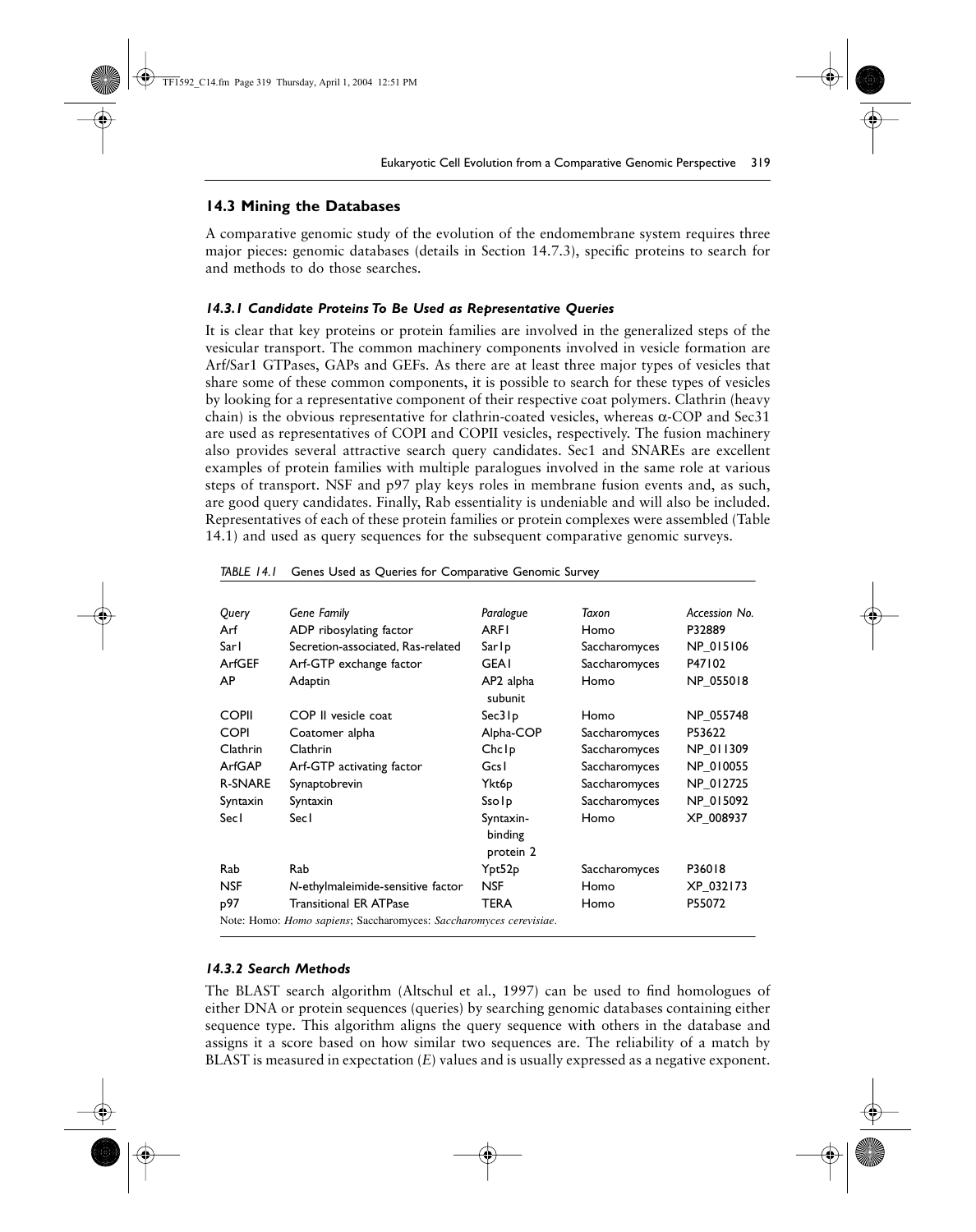## 14.3 Mining the Databases

A comparative genomic study of the evolution of the endomembrane system requires three major pieces: genomic databases (details in Section 14.7.3), specific proteins to search for and methods to do those searches.

### *14.3.1 Candidate Proteins To Be Used as Representative Queries*

It is clear that key proteins or protein families are involved in the generalized steps of the vesicular transport. The common machinery components involved in vesicle formation are Arf/Sar1 GTPases, GAPs and GEFs. As there are at least three major types of vesicles that share some of these common components, it is possible to search for these types of vesicles by looking for a representative component of their respective coat polymers. Clathrin (heavy chain) is the obvious representative for clathrin-coated vesicles, whereas α-COP and Sec31 are used as representatives of COPI and COPII vesicles, respectively. The fusion machinery also provides several attractive search query candidates. Sec1 and SNAREs are excellent examples of protein families with multiple paralogues involved in the same role at various steps of transport. NSF and p97 play keys roles in membrane fusion events and, as such, are good query candidates. Finally, Rab essentiality is undeniable and will also be included. Representatives of each of these protein families or protein complexes were assembled (Table 14.1) and used as query sequences for the subsequent comparative genomic surveys.

*TABLE 14.1* Genes Used as Queries for Comparative Genomic Survey

| *Query* | *Gene Family* | *Paralogue* | *Taxon* | *Accession No.* |
|---|---|---|---|---|
| Arf | ADP ribosylating factor | ARF1 | Homo | P32889 |
| Sar1 | Secretion-associated, Ras-related | Sar1p | Saccharomyces | NP_015106 |
| ArfGEF | Arf-GTP exchange factor | GEA1 | Saccharomyces | P47102 |
| AP | Adaptin | AP2 alpha subunit | Homo | NP_055018 |
| COPII | COP II vesicle coat | Sec31p | Homo | NP_055748 |
| COPI | Coatomer alpha | Alpha-COP | Saccharomyces | P53622 |
| Clathrin | Clathrin | Chc1p | Saccharomyces | NP_011309 |
| ArfGAP | Arf-GTP activating factor | Gcs1 | Saccharomyces | NP_010055 |
| R-SNARE | Synaptobrevin | Ykt6p | Saccharomyces | NP_012725 |
| Syntaxin | Syntaxin | Sso1p | Saccharomyces | NP_015092 |
| Sec1 | Sec1 | Syntaxin-binding protein 2 | Homo | XP_008937 |
| Rab | Rab | Ypt52p | Saccharomyces | P36018 |
| NSF | *N*-ethylmaleimide-sensitive factor | NSF | Homo | XP_032173 |
| p97 | Transitional ER ATPase | TERA | Homo | P55072 |

Note: Homo: *Homo sapiens*; Saccharomyces: *Saccharomyces cerevisiae*.

### *14.3.2 Search Methods*

The BLAST search algorithm (Altschul et al., 1997) can be used to find homologues of either DNA or protein sequences (queries) by searching genomic databases containing either sequence type. This algorithm aligns the query sequence with others in the database and assigns it a score based on how similar two sequences are. The reliability of a match by BLAST is measured in expectation ($E$) values and is usually expressed as a negative exponent.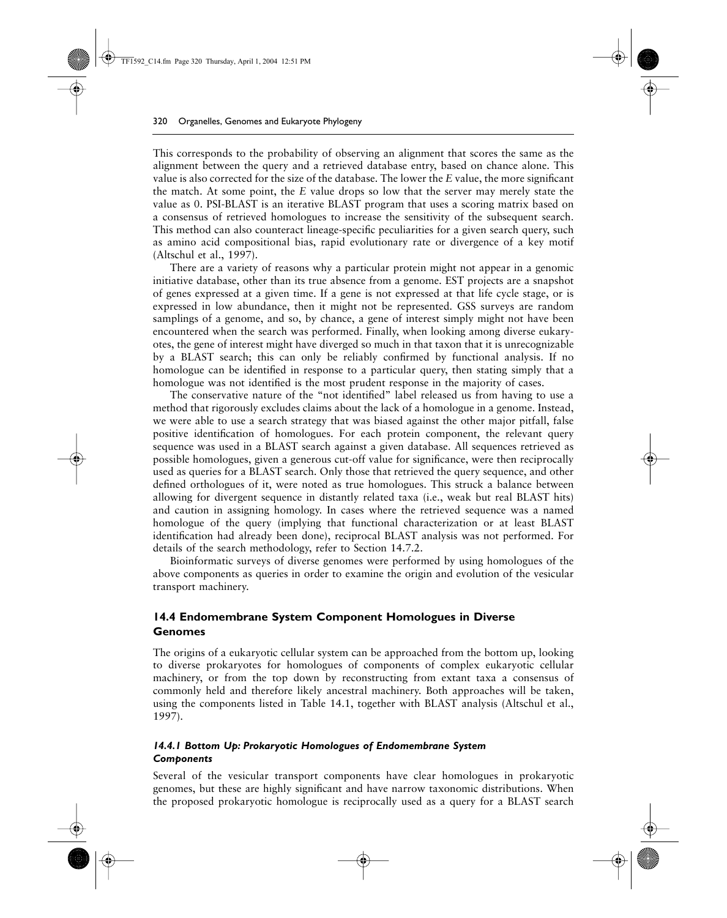This corresponds to the probability of observing an alignment that scores the same as the alignment between the query and a retrieved database entry, based on chance alone. This value is also corrected for the size of the database. The lower the *E* value, the more significant the match. At some point, the *E* value drops so low that the server may merely state the value as 0. PSI-BLAST is an iterative BLAST program that uses a scoring matrix based on a consensus of retrieved homologues to increase the sensitivity of the subsequent search. This method can also counteract lineage-specific peculiarities for a given search query, such as amino acid compositional bias, rapid evolutionary rate or divergence of a key motif (Altschul et al., 1997).

There are a variety of reasons why a particular protein might not appear in a genomic initiative database, other than its true absence from a genome. EST projects are a snapshot of genes expressed at a given time. If a gene is not expressed at that life cycle stage, or is expressed in low abundance, then it might not be represented. GSS surveys are random samplings of a genome, and so, by chance, a gene of interest simply might not have been encountered when the search was performed. Finally, when looking among diverse eukaryotes, the gene of interest might have diverged so much in that taxon that it is unrecognizable by a BLAST search; this can only be reliably confirmed by functional analysis. If no homologue can be identified in response to a particular query, then stating simply that a homologue was not identified is the most prudent response in the majority of cases.

The conservative nature of the "not identified" label released us from having to use a method that rigorously excludes claims about the lack of a homologue in a genome. Instead, we were able to use a search strategy that was biased against the other major pitfall, false positive identification of homologues. For each protein component, the relevant query sequence was used in a BLAST search against a given database. All sequences retrieved as possible homologues, given a generous cut-off value for significance, were then reciprocally used as queries for a BLAST search. Only those that retrieved the query sequence, and other defined orthologues of it, were noted as true homologues. This struck a balance between allowing for divergent sequence in distantly related taxa (i.e., weak but real BLAST hits) and caution in assigning homology. In cases where the retrieved sequence was a named homologue of the query (implying that functional characterization or at least BLAST identification had already been done), reciprocal BLAST analysis was not performed. For details of the search methodology, refer to Section 14.7.2.

Bioinformatic surveys of diverse genomes were performed by using homologues of the above components as queries in order to examine the origin and evolution of the vesicular transport machinery.

## 14.4 Endomembrane System Component Homologues in Diverse Genomes

The origins of a eukaryotic cellular system can be approached from the bottom up, looking to diverse prokaryotes for homologues of components of complex eukaryotic cellular machinery, or from the top down by reconstructing from extant taxa a consensus of commonly held and therefore likely ancestral machinery. Both approaches will be taken, using the components listed in Table 14.1, together with BLAST analysis (Altschul et al., 1997).

### *14.4.1 Bottom Up: Prokaryotic Homologues of Endomembrane System Components*

Several of the vesicular transport components have clear homologues in prokaryotic genomes, but these are highly significant and have narrow taxonomic distributions. When the proposed prokaryotic homologue is reciprocally used as a query for a BLAST search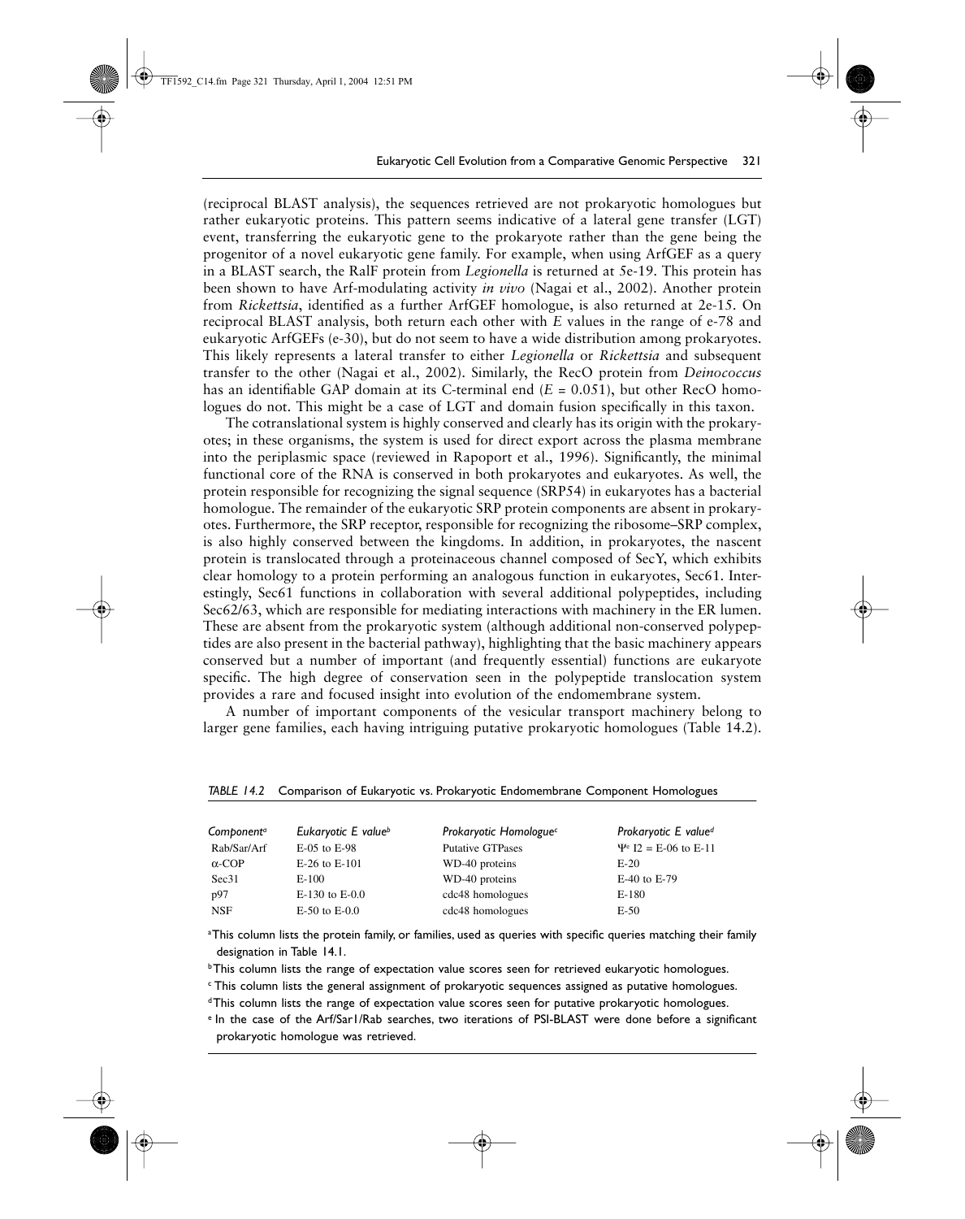(reciprocal BLAST analysis), the sequences retrieved are not prokaryotic homologues but rather eukaryotic proteins. This pattern seems indicative of a lateral gene transfer (LGT) event, transferring the eukaryotic gene to the prokaryote rather than the gene being the progenitor of a novel eukaryotic gene family. For example, when using ArfGEF as a query in a BLAST search, the RalF protein from *Legionella* is returned at 5e-19. This protein has been shown to have Arf-modulating activity *in vivo* (Nagai et al., 2002). Another protein from *Rickettsia*, identified as a further ArfGEF homologue, is also returned at 2e-15. On reciprocal BLAST analysis, both return each other with *E* values in the range of e-78 and eukaryotic ArfGEFs (e-30), but do not seem to have a wide distribution among prokaryotes. This likely represents a lateral transfer to either *Legionella* or *Rickettsia* and subsequent transfer to the other (Nagai et al., 2002). Similarly, the RecO protein from *Deinococcus* has an identifiable GAP domain at its C-terminal end ($E = 0.051$), but other RecO homologues do not. This might be a case of LGT and domain fusion specifically in this taxon.

The cotranslational system is highly conserved and clearly has its origin with the prokaryotes; in these organisms, the system is used for direct export across the plasma membrane into the periplasmic space (reviewed in Rapoport et al., 1996). Significantly, the minimal functional core of the RNA is conserved in both prokaryotes and eukaryotes. As well, the protein responsible for recognizing the signal sequence (SRP54) in eukaryotes has a bacterial homologue. The remainder of the eukaryotic SRP protein components are absent in prokaryotes. Furthermore, the SRP receptor, responsible for recognizing the ribosome–SRP complex, is also highly conserved between the kingdoms. In addition, in prokaryotes, the nascent protein is translocated through a proteinaceous channel composed of SecY, which exhibits clear homology to a protein performing an analogous function in eukaryotes, Sec61. Interestingly, Sec61 functions in collaboration with several additional polypeptides, including Sec62/63, which are responsible for mediating interactions with machinery in the ER lumen. These are absent from the prokaryotic system (although additional non-conserved polypeptides are also present in the bacterial pathway), highlighting that the basic machinery appears conserved but a number of important (and frequently essential) functions are eukaryote specific. The high degree of conservation seen in the polypeptide translocation system provides a rare and focused insight into evolution of the endomembrane system.

A number of important components of the vesicular transport machinery belong to larger gene families, each having intriguing putative prokaryotic homologues (Table 14.2).

*TABLE 14.2* Comparison of Eukaryotic vs. Prokaryotic Endomembrane Component Homologues

| *Component*[a] | *Eukaryotic E value*[b] | *Prokaryotic Homologue*[c] | *Prokaryotic E value*[d] |
|---|---|---|---|
| Rab/Sar/Arf | E-05 to E-98 | Putative GTPases | $\Psi$[e] I2 = E-06 to E-11 |
| α-COP | E-26 to E-101 | WD-40 proteins | E-20 |
| Sec31 | E-100 | WD-40 proteins | E-40 to E-79 |
| p97 | E-130 to E-0.0 | cdc48 homologues | E-180 |
| NSF | E-50 to E-0.0 | cdc48 homologues | E-50 |

[a] This column lists the protein family, or families, used as queries with specific queries matching their family designation in Table 14.1.

[b] This column lists the range of expectation value scores seen for retrieved eukaryotic homologues.

[c] This column lists the general assignment of prokaryotic sequences assigned as putative homologues.

[d] This column lists the range of expectation value scores seen for putative prokaryotic homologues.

[e] In the case of the Arf/Sar1/Rab searches, two iterations of PSI-BLAST were done before a significant prokaryotic homologue was retrieved.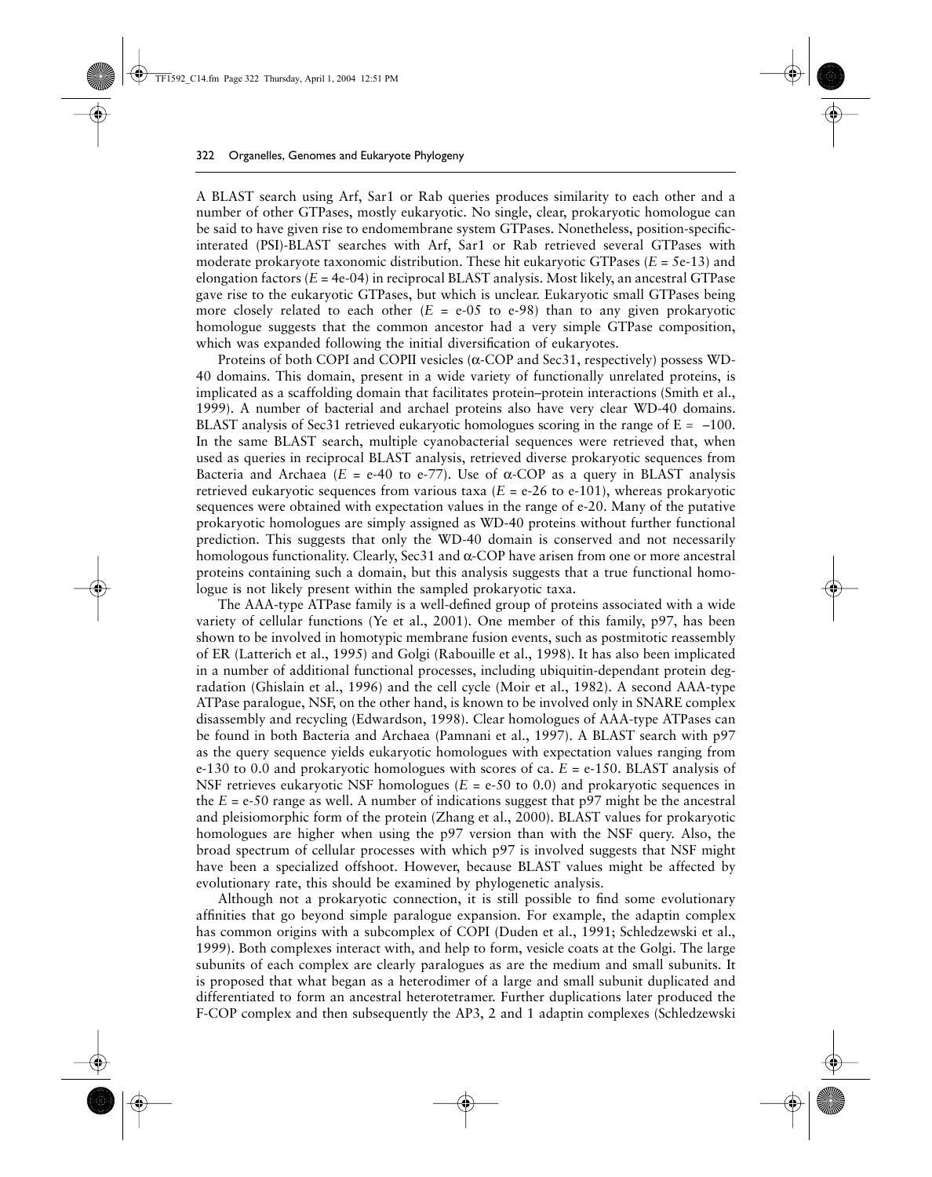A BLAST search using Arf, Sar1 or Rab queries produces similarity to each other and a number of other GTPases, mostly eukaryotic. No single, clear, prokaryotic homologue can be said to have given rise to endomembrane system GTPases. Nonetheless, position-specific-interated (PSI)-BLAST searches with Arf, Sar1 or Rab retrieved several GTPases with moderate prokaryote taxonomic distribution. These hit eukaryotic GTPases (*E* = 5e-13) and elongation factors (*E* = 4e-04) in reciprocal BLAST analysis. Most likely, an ancestral GTPase gave rise to the eukaryotic GTPases, but which is unclear. Eukaryotic small GTPases being more closely related to each other (*E* = e-05 to e-98) than to any given prokaryotic homologue suggests that the common ancestor had a very simple GTPase composition, which was expanded following the initial diversification of eukaryotes.

Proteins of both COPI and COPII vesicles ($\alpha$-COP and Sec31, respectively) possess WD-40 domains. This domain, present in a wide variety of functionally unrelated proteins, is implicated as a scaffolding domain that facilitates protein–protein interactions (Smith et al., 1999). A number of bacterial and archael proteins also have very clear WD-40 domains. BLAST analysis of Sec31 retrieved eukaryotic homologues scoring in the range of E = –100. In the same BLAST search, multiple cyanobacterial sequences were retrieved that, when used as queries in reciprocal BLAST analysis, retrieved diverse prokaryotic sequences from Bacteria and Archaea (*E* = e-40 to e-77). Use of $\alpha$-COP as a query in BLAST analysis retrieved eukaryotic sequences from various taxa (*E* = e-26 to e-101), whereas prokaryotic sequences were obtained with expectation values in the range of e-20. Many of the putative prokaryotic homologues are simply assigned as WD-40 proteins without further functional prediction. This suggests that only the WD-40 domain is conserved and not necessarily homologous functionality. Clearly, Sec31 and $\alpha$-COP have arisen from one or more ancestral proteins containing such a domain, but this analysis suggests that a true functional homologue is not likely present within the sampled prokaryotic taxa.

The AAA-type ATPase family is a well-defined group of proteins associated with a wide variety of cellular functions (Ye et al., 2001). One member of this family, p97, has been shown to be involved in homotypic membrane fusion events, such as postmitotic reassembly of ER (Latterich et al., 1995) and Golgi (Rabouille et al., 1998). It has also been implicated in a number of additional functional processes, including ubiquitin-dependant protein degradation (Ghislain et al., 1996) and the cell cycle (Moir et al., 1982). A second AAA-type ATPase paralogue, NSF, on the other hand, is known to be involved only in SNARE complex disassembly and recycling (Edwardson, 1998). Clear homologues of AAA-type ATPases can be found in both Bacteria and Archaea (Pamnani et al., 1997). A BLAST search with p97 as the query sequence yields eukaryotic homologues with expectation values ranging from e-130 to 0.0 and prokaryotic homologues with scores of ca. *E* = e-150. BLAST analysis of NSF retrieves eukaryotic NSF homologues (*E* = e-50 to 0.0) and prokaryotic sequences in the *E* = e-50 range as well. A number of indications suggest that p97 might be the ancestral and pleisiomorphic form of the protein (Zhang et al., 2000). BLAST values for prokaryotic homologues are higher when using the p97 version than with the NSF query. Also, the broad spectrum of cellular processes with which p97 is involved suggests that NSF might have been a specialized offshoot. However, because BLAST values might be affected by evolutionary rate, this should be examined by phylogenetic analysis.

Although not a prokaryotic connection, it is still possible to find some evolutionary affinities that go beyond simple paralogue expansion. For example, the adaptin complex has common origins with a subcomplex of COPI (Duden et al., 1991; Schledzewski et al., 1999). Both complexes interact with, and help to form, vesicle coats at the Golgi. The large subunits of each complex are clearly paralogues as are the medium and small subunits. It is proposed that what began as a heterodimer of a large and small subunit duplicated and differentiated to form an ancestral heterotetramer. Further duplications later produced the F-COP complex and then subsequently the AP3, 2 and 1 adaptin complexes (Schledzewski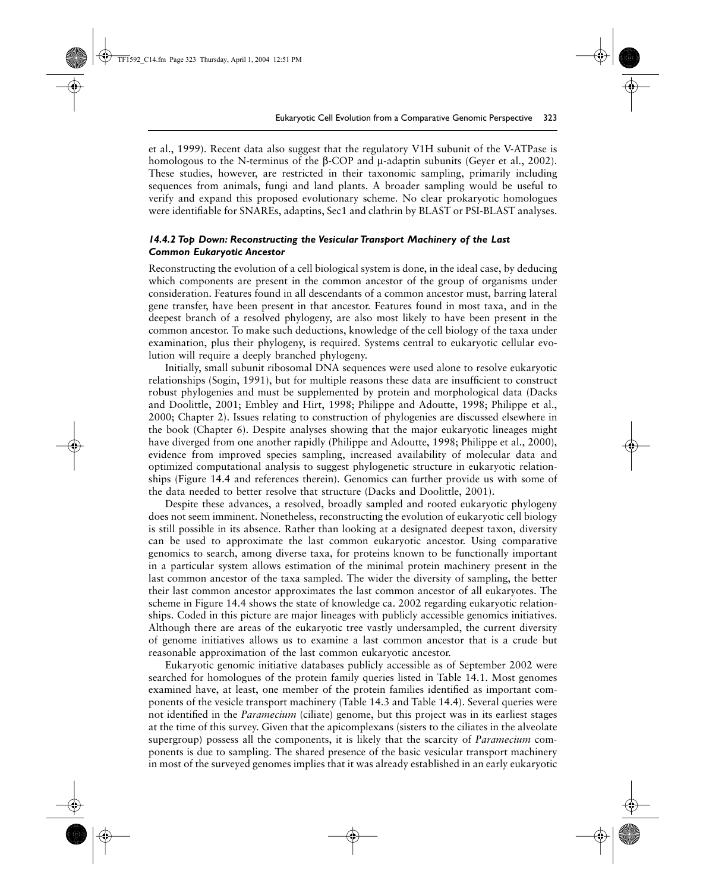et al., 1999). Recent data also suggest that the regulatory V1H subunit of the V-ATPase is homologous to the N-terminus of the β-COP and μ-adaptin subunits (Geyer et al., 2002). These studies, however, are restricted in their taxonomic sampling, primarily including sequences from animals, fungi and land plants. A broader sampling would be useful to verify and expand this proposed evolutionary scheme. No clear prokaryotic homologues were identifiable for SNAREs, adaptins, Sec1 and clathrin by BLAST or PSI-BLAST analyses.

### *14.4.2 Top Down: Reconstructing the Vesicular Transport Machinery of the Last Common Eukaryotic Ancestor*

Reconstructing the evolution of a cell biological system is done, in the ideal case, by deducing which components are present in the common ancestor of the group of organisms under consideration. Features found in all descendants of a common ancestor must, barring lateral gene transfer, have been present in that ancestor. Features found in most taxa, and in the deepest branch of a resolved phylogeny, are also most likely to have been present in the common ancestor. To make such deductions, knowledge of the cell biology of the taxa under examination, plus their phylogeny, is required. Systems central to eukaryotic cellular evolution will require a deeply branched phylogeny.

Initially, small subunit ribosomal DNA sequences were used alone to resolve eukaryotic relationships (Sogin, 1991), but for multiple reasons these data are insufficient to construct robust phylogenies and must be supplemented by protein and morphological data (Dacks and Doolittle, 2001; Embley and Hirt, 1998; Philippe and Adoutte, 1998; Philippe et al., 2000; Chapter 2). Issues relating to construction of phylogenies are discussed elsewhere in the book (Chapter 6). Despite analyses showing that the major eukaryotic lineages might have diverged from one another rapidly (Philippe and Adoutte, 1998; Philippe et al., 2000), evidence from improved species sampling, increased availability of molecular data and optimized computational analysis to suggest phylogenetic structure in eukaryotic relationships (Figure 14.4 and references therein). Genomics can further provide us with some of the data needed to better resolve that structure (Dacks and Doolittle, 2001).

Despite these advances, a resolved, broadly sampled and rooted eukaryotic phylogeny does not seem imminent. Nonetheless, reconstructing the evolution of eukaryotic cell biology is still possible in its absence. Rather than looking at a designated deepest taxon, diversity can be used to approximate the last common eukaryotic ancestor. Using comparative genomics to search, among diverse taxa, for proteins known to be functionally important in a particular system allows estimation of the minimal protein machinery present in the last common ancestor of the taxa sampled. The wider the diversity of sampling, the better their last common ancestor approximates the last common ancestor of all eukaryotes. The scheme in Figure 14.4 shows the state of knowledge ca. 2002 regarding eukaryotic relationships. Coded in this picture are major lineages with publicly accessible genomics initiatives. Although there are areas of the eukaryotic tree vastly undersampled, the current diversity of genome initiatives allows us to examine a last common ancestor that is a crude but reasonable approximation of the last common eukaryotic ancestor.

Eukaryotic genomic initiative databases publicly accessible as of September 2002 were searched for homologues of the protein family queries listed in Table 14.1. Most genomes examined have, at least, one member of the protein families identified as important components of the vesicle transport machinery (Table 14.3 and Table 14.4). Several queries were not identified in the *Paramecium* (ciliate) genome, but this project was in its earliest stages at the time of this survey. Given that the apicomplexans (sisters to the ciliates in the alveolate supergroup) possess all the components, it is likely that the scarcity of *Paramecium* components is due to sampling. The shared presence of the basic vesicular transport machinery in most of the surveyed genomes implies that it was already established in an early eukaryotic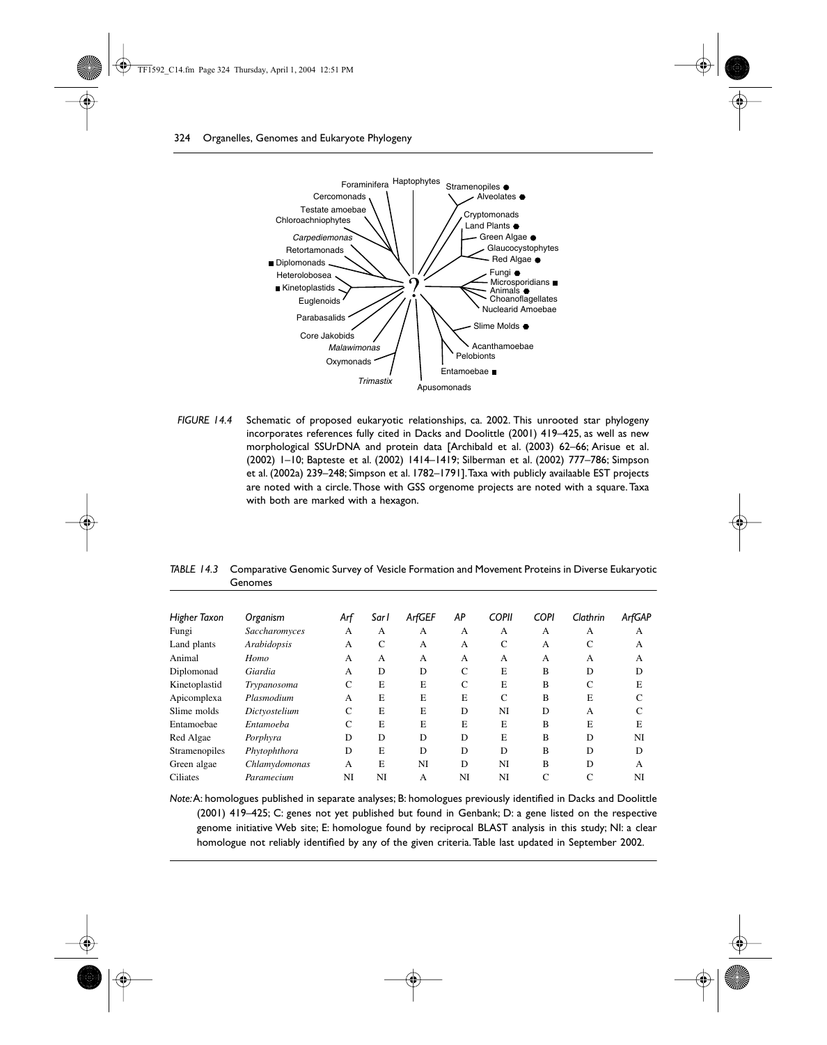FIGURE 14.4 Schematic of proposed eukaryotic relationships, ca. 2002. This unrooted star phylogeny incorporates references fully cited in Dacks and Doolittle (2001) 419–425, as well as new morphological SSUrDNA and protein data [Archibald et al. (2003) 62–66; Arisue et al. (2002) 1–10; Bapteste et al. (2002) 1414–1419; Silberman et al. (2002) 777–786; Simpson et al. (2002a) 239–248; Simpson et al. 1782–1791]. Taxa with publicly availaable EST projects are noted with a circle. Those with GSS orgenome projects are noted with a square. Taxa with both are marked with a hexagon.

*TABLE 14.3* Comparative Genomic Survey of Vesicle Formation and Movement Proteins in Diverse Eukaryotic Genomes

| *Higher Taxon* | *Organism* | *Arf* | *Sar1* | *ArfGEF* | *AP* | *COPII* | *COPI* | *Clathrin* | *ArfGAP* |
|---|---|---|---|---|---|---|---|---|---|
| Fungi | *Saccharomyces* | A | A | A | A | A | A | A | A |
| Land plants | *Arabidopsis* | A | C | A | A | C | A | C | A |
| Animal | *Homo* | A | A | A | A | A | A | A | A |
| Diplomonad | *Giardia* | A | D | D | C | E | B | D | D |
| Kinetoplastid | *Trypanosoma* | C | E | E | C | E | B | C | E |
| Apicomplexa | *Plasmodium* | A | E | E | E | C | B | E | C |
| Slime molds | *Dictyostelium* | C | E | E | D | NI | D | A | C |
| Entamoebae | *Entamoeba* | C | E | E | E | E | B | E | E |
| Red Algae | *Porphyra* | D | D | D | D | E | B | D | NI |
| Stramenopiles | *Phytophthora* | D | E | D | D | D | B | D | D |
| Green algae | *Chlamydomonas* | A | E | NI | D | NI | B | D | A |
| Ciliates | *Paramecium* | NI | NI | A | NI | NI | C | C | NI |

*Note:* A: homologues published in separate analyses; B: homologues previously identified in Dacks and Doolittle (2001) 419–425; C: genes not yet published but found in Genbank; D: a gene listed on the respective genome initiative Web site; E: homologue found by reciprocal BLAST analysis in this study; NI: a clear homologue not reliably identified by any of the given criteria. Table last updated in September 2002.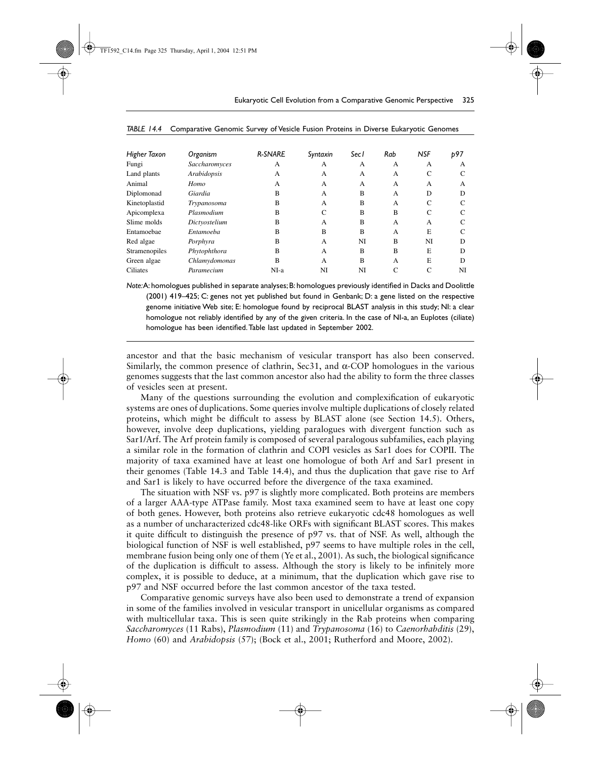*TABLE 14.4* Comparative Genomic Survey of Vesicle Fusion Proteins in Diverse Eukaryotic Genomes

| *Higher Taxon* | *Organism* | *R-SNARE* | *Syntaxin* | *Sec1* | *Rab* | *NSF* | *p97* |
|---|---|---|---|---|---|---|---|
| Fungi | *Saccharomyces* | A | A | A | A | A | A |
| Land plants | *Arabidopsis* | A | A | A | A | C | C |
| Animal | *Homo* | A | A | A | A | A | A |
| Diplomonad | *Giardia* | B | A | B | A | D | D |
| Kinetoplastid | *Trypanosoma* | B | A | B | A | C | C |
| Apicomplexa | *Plasmodium* | B | C | B | B | C | C |
| Slime molds | *Dictyostelium* | B | A | B | A | A | C |
| Entamoebae | *Entamoeba* | B | B | B | A | E | C |
| Red algae | *Porphyra* | B | A | NI | B | NI | D |
| Stramenopiles | *Phytophthora* | B | A | B | B | E | D |
| Green algae | *Chlamydomonas* | B | A | B | A | E | D |
| Ciliates | *Paramecium* | NI-a | NI | NI | C | C | NI |

*Note:* A: homologues published in separate analyses; B: homologues previously identified in Dacks and Doolittle (2001) 419–425; C: genes not yet published but found in Genbank; D: a gene listed on the respective genome initiative Web site; E: homologue found by reciprocal BLAST analysis in this study; NI: a clear homologue not reliably identified by any of the given criteria. In the case of NI-a, an Euplotes (ciliate) homologue has been identified. Table last updated in September 2002.

ancestor and that the basic mechanism of vesicular transport has also been conserved. Similarly, the common presence of clathrin, Sec31, and $\alpha$-COP homologues in the various genomes suggests that the last common ancestor also had the ability to form the three classes of vesicles seen at present.

Many of the questions surrounding the evolution and complexification of eukaryotic systems are ones of duplications. Some queries involve multiple duplications of closely related proteins, which might be difficult to assess by BLAST alone (see Section 14.5). Others, however, involve deep duplications, yielding paralogues with divergent function such as Sar1/Arf. The Arf protein family is composed of several paralogous subfamilies, each playing a similar role in the formation of clathrin and COPI vesicles as Sar1 does for COPII. The majority of taxa examined have at least one homologue of both Arf and Sar1 present in their genomes (Table 14.3 and Table 14.4), and thus the duplication that gave rise to Arf and Sar1 is likely to have occurred before the divergence of the taxa examined.

The situation with NSF vs. p97 is slightly more complicated. Both proteins are members of a larger AAA-type ATPase family. Most taxa examined seem to have at least one copy of both genes. However, both proteins also retrieve eukaryotic cdc48 homologues as well as a number of uncharacterized cdc48-like ORFs with significant BLAST scores. This makes it quite difficult to distinguish the presence of p97 vs. that of NSF. As well, although the biological function of NSF is well established, p97 seems to have multiple roles in the cell, membrane fusion being only one of them (Ye et al., 2001). As such, the biological significance of the duplication is difficult to assess. Although the story is likely to be infinitely more complex, it is possible to deduce, at a minimum, that the duplication which gave rise to p97 and NSF occurred before the last common ancestor of the taxa tested.

Comparative genomic surveys have also been used to demonstrate a trend of expansion in some of the families involved in vesicular transport in unicellular organisms as compared with multicellular taxa. This is seen quite strikingly in the Rab proteins when comparing *Saccharomyces* (11 Rabs), *Plasmodium* (11) and *Trypanosoma* (16) to *Caenorhabditis* (29), *Homo* (60) and *Arabidopsis* (57); (Bock et al., 2001; Rutherford and Moore, 2002).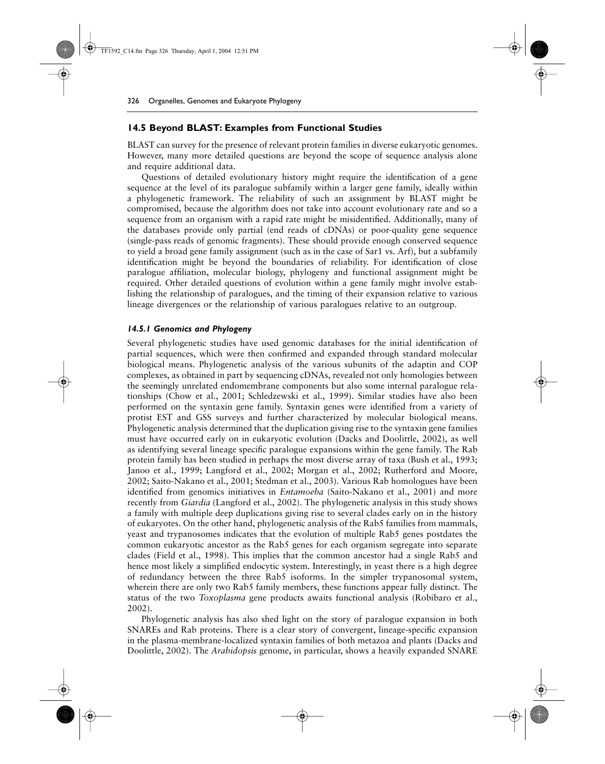## 14.5 Beyond BLAST: Examples from Functional Studies

BLAST can survey for the presence of relevant protein families in diverse eukaryotic genomes. However, many more detailed questions are beyond the scope of sequence analysis alone and require additional data.

Questions of detailed evolutionary history might require the identification of a gene sequence at the level of its paralogue subfamily within a larger gene family, ideally within a phylogenetic framework. The reliability of such an assignment by BLAST might be compromised, because the algorithm does not take into account evolutionary rate and so a sequence from an organism with a rapid rate might be misidentified. Additionally, many of the databases provide only partial (end reads of cDNAs) or poor-quality gene sequence (single-pass reads of genomic fragments). These should provide enough conserved sequence to yield a broad gene family assignment (such as in the case of Sar1 vs. Arf), but a subfamily identification might be beyond the boundaries of reliability. For identification of close paralogue affiliation, molecular biology, phylogeny and functional assignment might be required. Other detailed questions of evolution within a gene family might involve establishing the relationship of paralogues, and the timing of their expansion relative to various lineage divergences or the relationship of various paralogues relative to an outgroup.

### *14.5.1 Genomics and Phylogeny*

Several phylogenetic studies have used genomic databases for the initial identification of partial sequences, which were then confirmed and expanded through standard molecular biological means. Phylogenetic analysis of the various subunits of the adaptin and COP complexes, as obtained in part by sequencing cDNAs, revealed not only homologies between the seemingly unrelated endomembrane components but also some internal paralogue relationships (Chow et al., 2001; Schledzewski et al., 1999). Similar studies have also been performed on the syntaxin gene family. Syntaxin genes were identified from a variety of protist EST and GSS surveys and further characterized by molecular biological means. Phylogenetic analysis determined that the duplication giving rise to the syntaxin gene families must have occurred early on in eukaryotic evolution (Dacks and Doolittle, 2002), as well as identifying several lineage specific paralogue expansions within the gene family. The Rab protein family has been studied in perhaps the most diverse array of taxa (Bush et al., 1993; Janoo et al., 1999; Langford et al., 2002; Morgan et al., 2002; Rutherford and Moore, 2002; Saito-Nakano et al., 2001; Stedman et al., 2003). Various Rab homologues have been identified from genomics initiatives in *Entamoeba* (Saito-Nakano et al., 2001) and more recently from *Giardia* (Langford et al., 2002). The phylogenetic analysis in this study shows a family with multiple deep duplications giving rise to several clades early on in the history of eukaryotes. On the other hand, phylogenetic analysis of the Rab5 families from mammals, yeast and trypanosomes indicates that the evolution of multiple Rab5 genes postdates the common eukaryotic ancestor as the Rab5 genes for each organism segregate into separate clades (Field et al., 1998). This implies that the common ancestor had a single Rab5 and hence most likely a simplified endocytic system. Interestingly, in yeast there is a high degree of redundancy between the three Rab5 isoforms. In the simpler trypanosomal system, wherein there are only two Rab5 family members, these functions appear fully distinct. The status of the two *Toxoplasma* gene products awaits functional analysis (Robibaro et al., 2002).

Phylogenetic analysis has also shed light on the story of paralogue expansion in both SNAREs and Rab proteins. There is a clear story of convergent, lineage-specific expansion in the plasma-membrane-localized syntaxin families of both metazoa and plants (Dacks and Doolittle, 2002). The *Arabidopsis* genome, in particular, shows a heavily expanded SNARE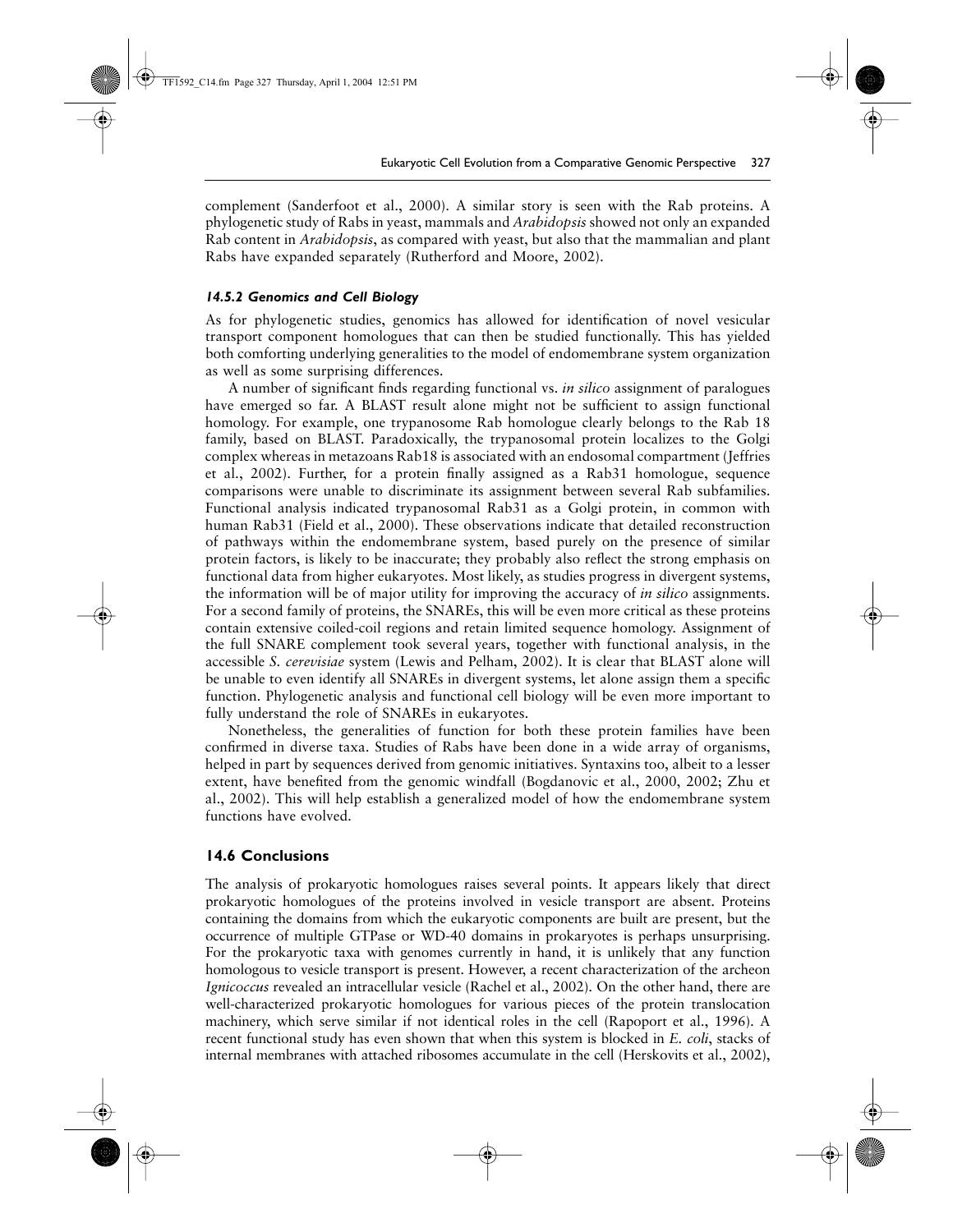complement (Sanderfoot et al., 2000). A similar story is seen with the Rab proteins. A phylogenetic study of Rabs in yeast, mammals and *Arabidopsis* showed not only an expanded Rab content in *Arabidopsis*, as compared with yeast, but also that the mammalian and plant Rabs have expanded separately (Rutherford and Moore, 2002).

### *14.5.2 Genomics and Cell Biology*

As for phylogenetic studies, genomics has allowed for identification of novel vesicular transport component homologues that can then be studied functionally. This has yielded both comforting underlying generalities to the model of endomembrane system organization as well as some surprising differences.

A number of significant finds regarding functional vs. *in silico* assignment of paralogues have emerged so far. A BLAST result alone might not be sufficient to assign functional homology. For example, one trypanosome Rab homologue clearly belongs to the Rab 18 family, based on BLAST. Paradoxically, the trypanosomal protein localizes to the Golgi complex whereas in metazoans Rab18 is associated with an endosomal compartment (Jeffries et al., 2002). Further, for a protein finally assigned as a Rab31 homologue, sequence comparisons were unable to discriminate its assignment between several Rab subfamilies. Functional analysis indicated trypanosomal Rab31 as a Golgi protein, in common with human Rab31 (Field et al., 2000). These observations indicate that detailed reconstruction of pathways within the endomembrane system, based purely on the presence of similar protein factors, is likely to be inaccurate; they probably also reflect the strong emphasis on functional data from higher eukaryotes. Most likely, as studies progress in divergent systems, the information will be of major utility for improving the accuracy of *in silico* assignments. For a second family of proteins, the SNAREs, this will be even more critical as these proteins contain extensive coiled-coil regions and retain limited sequence homology. Assignment of the full SNARE complement took several years, together with functional analysis, in the accessible *S. cerevisiae* system (Lewis and Pelham, 2002). It is clear that BLAST alone will be unable to even identify all SNAREs in divergent systems, let alone assign them a specific function. Phylogenetic analysis and functional cell biology will be even more important to fully understand the role of SNAREs in eukaryotes.

Nonetheless, the generalities of function for both these protein families have been confirmed in diverse taxa. Studies of Rabs have been done in a wide array of organisms, helped in part by sequences derived from genomic initiatives. Syntaxins too, albeit to a lesser extent, have benefited from the genomic windfall (Bogdanovic et al., 2000, 2002; Zhu et al., 2002). This will help establish a generalized model of how the endomembrane system functions have evolved.

## 14.6 Conclusions

The analysis of prokaryotic homologues raises several points. It appears likely that direct prokaryotic homologues of the proteins involved in vesicle transport are absent. Proteins containing the domains from which the eukaryotic components are built are present, but the occurrence of multiple GTPase or WD-40 domains in prokaryotes is perhaps unsurprising. For the prokaryotic taxa with genomes currently in hand, it is unlikely that any function homologous to vesicle transport is present. However, a recent characterization of the archeon *Ignicoccus* revealed an intracellular vesicle (Rachel et al., 2002). On the other hand, there are well-characterized prokaryotic homologues for various pieces of the protein translocation machinery, which serve similar if not identical roles in the cell (Rapoport et al., 1996). A recent functional study has even shown that when this system is blocked in *E. coli*, stacks of internal membranes with attached ribosomes accumulate in the cell (Herskovits et al., 2002),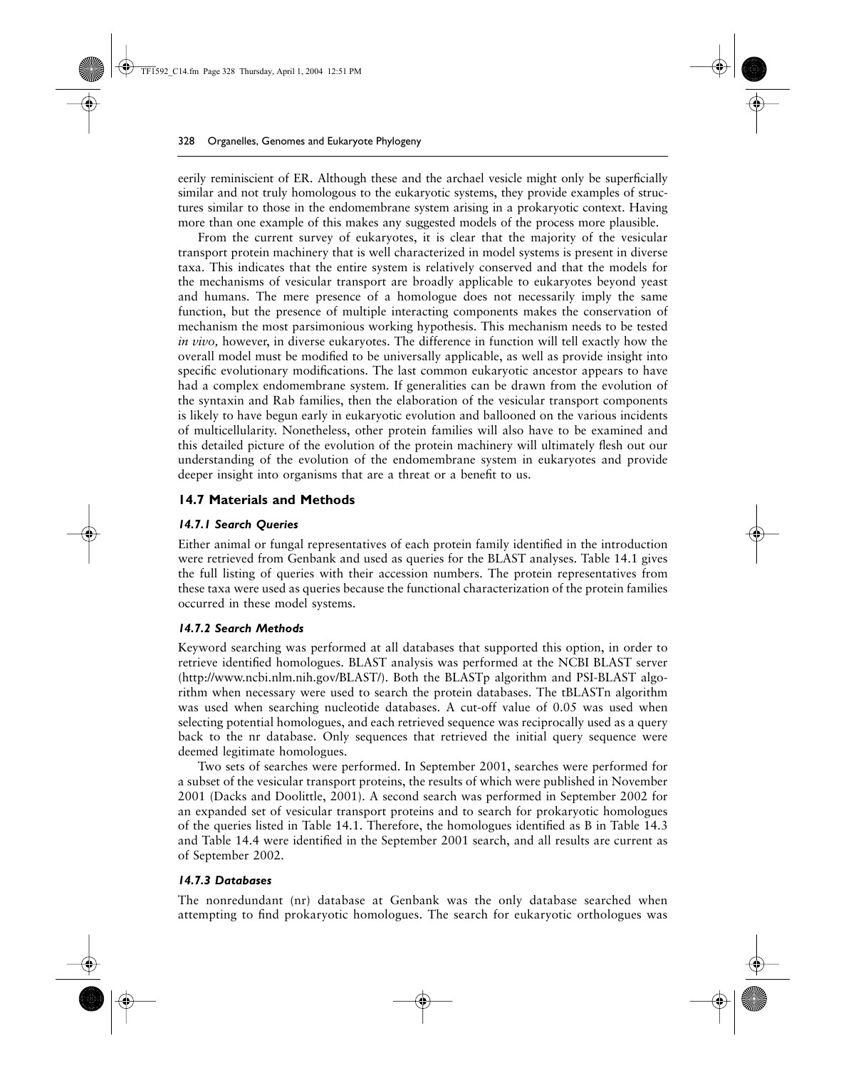eerily reminiscient of ER. Although these and the archael vesicle might only be superficially similar and not truly homologous to the eukaryotic systems, they provide examples of structures similar to those in the endomembrane system arising in a prokaryotic context. Having more than one example of this makes any suggested models of the process more plausible.

From the current survey of eukaryotes, it is clear that the majority of the vesicular transport protein machinery that is well characterized in model systems is present in diverse taxa. This indicates that the entire system is relatively conserved and that the models for the mechanisms of vesicular transport are broadly applicable to eukaryotes beyond yeast and humans. The mere presence of a homologue does not necessarily imply the same function, but the presence of multiple interacting components makes the conservation of mechanism the most parsimonious working hypothesis. This mechanism needs to be tested *in vivo,* however, in diverse eukaryotes. The difference in function will tell exactly how the overall model must be modified to be universally applicable, as well as provide insight into specific evolutionary modifications. The last common eukaryotic ancestor appears to have had a complex endomembrane system. If generalities can be drawn from the evolution of the syntaxin and Rab families, then the elaboration of the vesicular transport components is likely to have begun early in eukaryotic evolution and ballooned on the various incidents of multicellularity. Nonetheless, other protein families will also have to be examined and this detailed picture of the evolution of the protein machinery will ultimately flesh out our understanding of the evolution of the endomembrane system in eukaryotes and provide deeper insight into organisms that are a threat or a benefit to us.

## 14.7 Materials and Methods

### *14.7.1 Search Queries*

Either animal or fungal representatives of each protein family identified in the introduction were retrieved from Genbank and used as queries for the BLAST analyses. Table 14.1 gives the full listing of queries with their accession numbers. The protein representatives from these taxa were used as queries because the functional characterization of the protein families occurred in these model systems.

### *14.7.2 Search Methods*

Keyword searching was performed at all databases that supported this option, in order to retrieve identified homologues. BLAST analysis was performed at the NCBI BLAST server (http://www.ncbi.nlm.nih.gov/BLAST/). Both the BLASTp algorithm and PSI-BLAST algorithm when necessary were used to search the protein databases. The tBLASTn algorithm was used when searching nucleotide databases. A cut-off value of 0.05 was used when selecting potential homologues, and each retrieved sequence was reciprocally used as a query back to the nr database. Only sequences that retrieved the initial query sequence were deemed legitimate homologues.

Two sets of searches were performed. In September 2001, searches were performed for a subset of the vesicular transport proteins, the results of which were published in November 2001 (Dacks and Doolittle, 2001). A second search was performed in September 2002 for an expanded set of vesicular transport proteins and to search for prokaryotic homologues of the queries listed in Table 14.1. Therefore, the homologues identified as B in Table 14.3 and Table 14.4 were identified in the September 2001 search, and all results are current as of September 2002.

### *14.7.3 Databases*

The nonredundant (nr) database at Genbank was the only database searched when attempting to find prokaryotic homologues. The search for eukaryotic orthologues was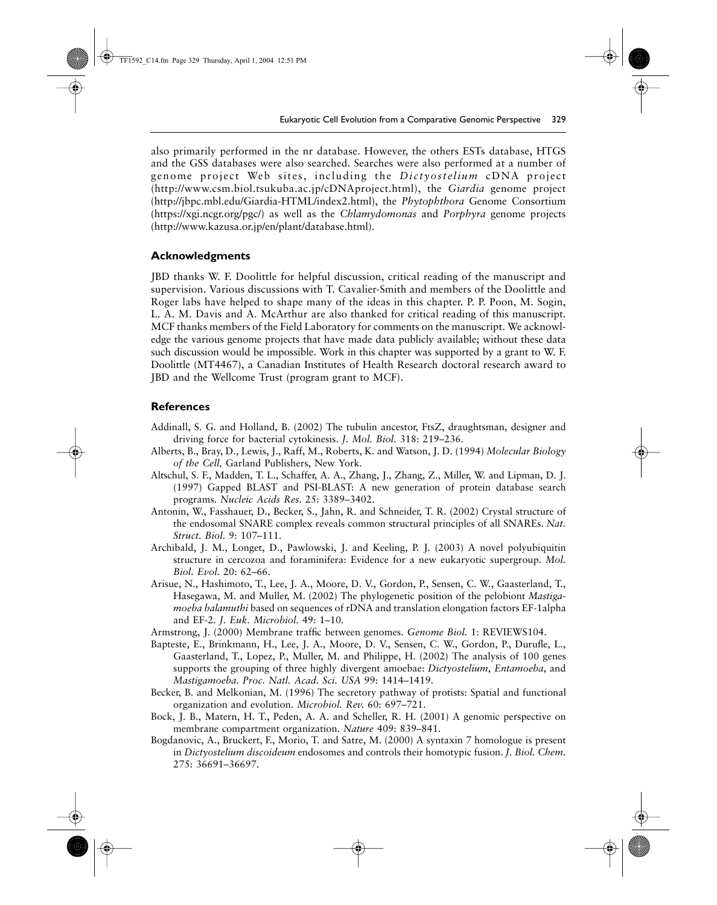also primarily performed in the nr database. However, the others ESTs database, HTGS and the GSS databases were also searched. Searches were also performed at a number of genome project Web sites, including the *Dictyostelium* cDNA project (http://www.csm.biol.tsukuba.ac.jp/cDNAproject.html), the *Giardia* genome project (http://jbpc.mbl.edu/Giardia-HTML/index2.html), the *Phytophthora* Genome Consortium (https://xgi.ncgr.org/pgc/) as well as the *Chlamydomonas* and *Porphyra* genome projects (http://www.kazusa.or.jp/en/plant/database.html).

## Acknowledgments

JBD thanks W. F. Doolittle for helpful discussion, critical reading of the manuscript and supervision. Various discussions with T. Cavalier-Smith and members of the Doolittle and Roger labs have helped to shape many of the ideas in this chapter. P. P. Poon, M. Sogin, L. A. M. Davis and A. McArthur are also thanked for critical reading of this manuscript. MCF thanks members of the Field Laboratory for comments on the manuscript. We acknowledge the various genome projects that have made data publicly available; without these data such discussion would be impossible. Work in this chapter was supported by a grant to W. F. Doolittle (MT4467), a Canadian Institutes of Health Research doctoral research award to JBD and the Wellcome Trust (program grant to MCF).

## References

Addinall, S. G. and Holland, B. (2002) The tubulin ancestor, FtsZ, draughtsman, designer and driving force for bacterial cytokinesis. *J. Mol. Biol.* 318: 219–236.

Alberts, B., Bray, D., Lewis, J., Raff, M., Roberts, K. and Watson, J. D. (1994) *Molecular Biology of the Cell,* Garland Publishers, New York.

Altschul, S. F., Madden, T. L., Schaffer, A. A., Zhang, J., Zhang, Z., Miller, W. and Lipman, D. J. (1997) Gapped BLAST and PSI-BLAST: A new generation of protein database search programs. *Nucleic Acids Res.* 25: 3389–3402.

Antonin, W., Fasshauer, D., Becker, S., Jahn, R. and Schneider, T. R. (2002) Crystal structure of the endosomal SNARE complex reveals common structural principles of all SNAREs. *Nat. Struct. Biol.* 9: 107–111.

Archibald, J. M., Longet, D., Pawlowski, J. and Keeling, P. J. (2003) A novel polyubiquitin structure in cercozoa and foraminifera: Evidence for a new eukaryotic supergroup. *Mol. Biol. Evol.* 20: 62–66.

Arisue, N., Hashimoto, T., Lee, J. A., Moore, D. V., Gordon, P., Sensen, C. W., Gaasterland, T., Hasegawa, M. and Muller, M. (2002) The phylogenetic position of the pelobiont *Mastigamoeba balamuthi* based on sequences of rDNA and translation elongation factors EF-1alpha and EF-2. *J. Euk. Microbiol.* 49: 1–10.

Armstrong, J. (2000) Membrane traffic between genomes. *Genome Biol.* 1: REVIEWS104.

Bapteste, E., Brinkmann, H., Lee, J. A., Moore, D. V., Sensen, C. W., Gordon, P., Durufle, L., Gaasterland, T., Lopez, P., Muller, M. and Philippe, H. (2002) The analysis of 100 genes supports the grouping of three highly divergent amoebae: *Dictyostelium*, *Entamoeba*, and *Mastigamoeba*. *Proc. Natl. Acad. Sci. USA* 99: 1414–1419.

Becker, B. and Melkonian, M. (1996) The secretory pathway of protists: Spatial and functional organization and evolution. *Microbiol. Rev.* 60: 697–721.

Bock, J. B., Matern, H. T., Peden, A. A. and Scheller, R. H. (2001) A genomic perspective on membrane compartment organization. *Nature* 409: 839–841.

Bogdanovic, A., Bruckert, F., Morio, T. and Satre, M. (2000) A syntaxin 7 homologue is present in *Dictyostelium discoideum* endosomes and controls their homotypic fusion. *J. Biol. Chem.* 275: 36691–36697.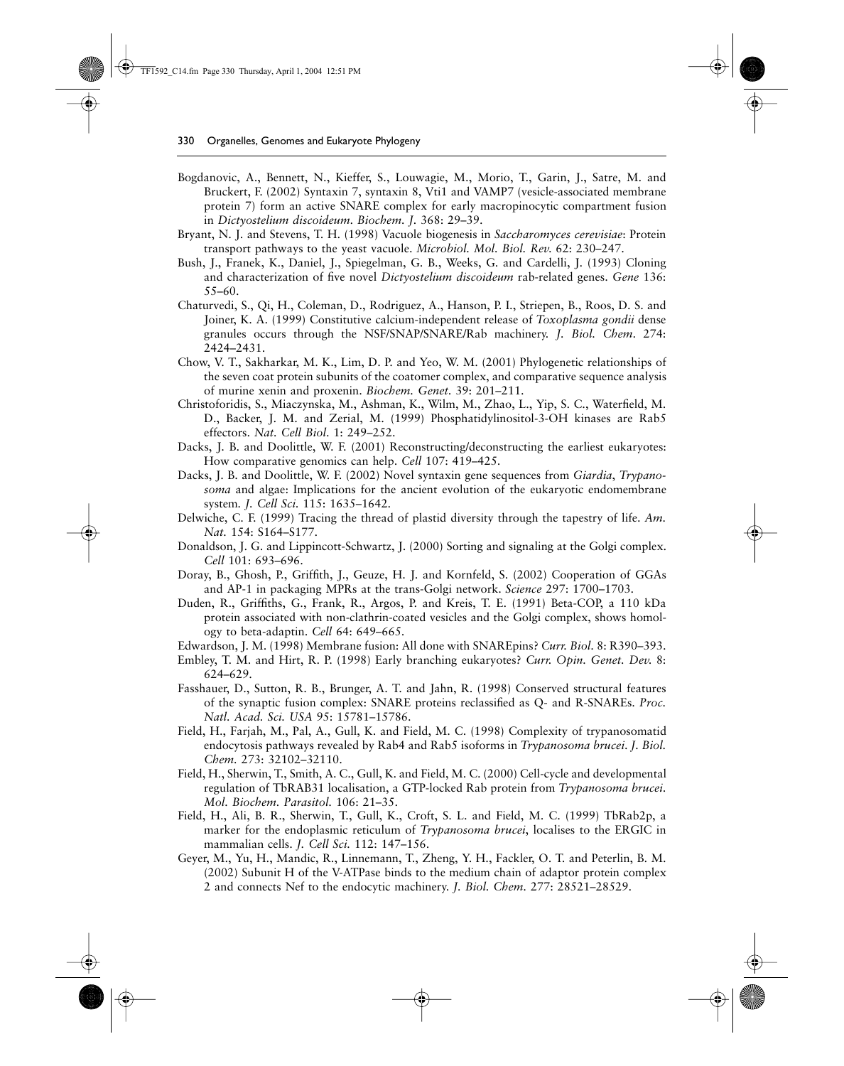Bogdanovic, A., Bennett, N., Kieffer, S., Louwagie, M., Morio, T., Garin, J., Satre, M. and Bruckert, F. (2002) Syntaxin 7, syntaxin 8, Vti1 and VAMP7 (vesicle-associated membrane protein 7) form an active SNARE complex for early macropinocytic compartment fusion in *Dictyostelium discoideum*. *Biochem. J.* 368: 29–39.

Bryant, N. J. and Stevens, T. H. (1998) Vacuole biogenesis in *Saccharomyces cerevisiae*: Protein transport pathways to the yeast vacuole. *Microbiol. Mol. Biol. Rev.* 62: 230–247.

Bush, J., Franek, K., Daniel, J., Spiegelman, G. B., Weeks, G. and Cardelli, J. (1993) Cloning and characterization of five novel *Dictyostelium discoideum* rab-related genes. *Gene* 136: 55–60.

Chaturvedi, S., Qi, H., Coleman, D., Rodriguez, A., Hanson, P. I., Striepen, B., Roos, D. S. and Joiner, K. A. (1999) Constitutive calcium-independent release of *Toxoplasma gondii* dense granules occurs through the NSF/SNAP/SNARE/Rab machinery. *J. Biol. Chem.* 274: 2424–2431.

Chow, V. T., Sakharkar, M. K., Lim, D. P. and Yeo, W. M. (2001) Phylogenetic relationships of the seven coat protein subunits of the coatomer complex, and comparative sequence analysis of murine xenin and proxenin. *Biochem. Genet.* 39: 201–211.

Christoforidis, S., Miaczynska, M., Ashman, K., Wilm, M., Zhao, L., Yip, S. C., Waterfield, M. D., Backer, J. M. and Zerial, M. (1999) Phosphatidylinositol-3-OH kinases are Rab5 effectors. *Nat. Cell Biol.* 1: 249–252.

Dacks, J. B. and Doolittle, W. F. (2001) Reconstructing/deconstructing the earliest eukaryotes: How comparative genomics can help. *Cell* 107: 419–425.

Dacks, J. B. and Doolittle, W. F. (2002) Novel syntaxin gene sequences from *Giardia*, *Trypanosoma* and algae: Implications for the ancient evolution of the eukaryotic endomembrane system. *J. Cell Sci.* 115: 1635–1642.

Delwiche, C. F. (1999) Tracing the thread of plastid diversity through the tapestry of life. *Am. Nat.* 154: S164–S177.

Donaldson, J. G. and Lippincott-Schwartz, J. (2000) Sorting and signaling at the Golgi complex. *Cell* 101: 693–696.

Doray, B., Ghosh, P., Griffith, J., Geuze, H. J. and Kornfeld, S. (2002) Cooperation of GGAs and AP-1 in packaging MPRs at the trans-Golgi network. *Science* 297: 1700–1703.

Duden, R., Griffiths, G., Frank, R., Argos, P. and Kreis, T. E. (1991) Beta-COP, a 110 kDa protein associated with non-clathrin-coated vesicles and the Golgi complex, shows homology to beta-adaptin. *Cell* 64: 649–665.

Edwardson, J. M. (1998) Membrane fusion: All done with SNAREpins? *Curr. Biol.* 8: R390–393.

Embley, T. M. and Hirt, R. P. (1998) Early branching eukaryotes? *Curr. Opin. Genet. Dev.* 8: 624–629.

Fasshauer, D., Sutton, R. B., Brunger, A. T. and Jahn, R. (1998) Conserved structural features of the synaptic fusion complex: SNARE proteins reclassified as Q- and R-SNAREs. *Proc. Natl. Acad. Sci. USA* 95: 15781–15786.

Field, H., Farjah, M., Pal, A., Gull, K. and Field, M. C. (1998) Complexity of trypanosomatid endocytosis pathways revealed by Rab4 and Rab5 isoforms in *Trypanosoma brucei*. *J. Biol. Chem.* 273: 32102–32110.

Field, H., Sherwin, T., Smith, A. C., Gull, K. and Field, M. C. (2000) Cell-cycle and developmental regulation of TbRAB31 localisation, a GTP-locked Rab protein from *Trypanosoma brucei*. *Mol. Biochem. Parasitol.* 106: 21–35.

Field, H., Ali, B. R., Sherwin, T., Gull, K., Croft, S. L. and Field, M. C. (1999) TbRab2p, a marker for the endoplasmic reticulum of *Trypanosoma brucei*, localises to the ERGIC in mammalian cells. *J. Cell Sci.* 112: 147–156.

Geyer, M., Yu, H., Mandic, R., Linnemann, T., Zheng, Y. H., Fackler, O. T. and Peterlin, B. M. (2002) Subunit H of the V-ATPase binds to the medium chain of adaptor protein complex 2 and connects Nef to the endocytic machinery. *J. Biol. Chem.* 277: 28521–28529.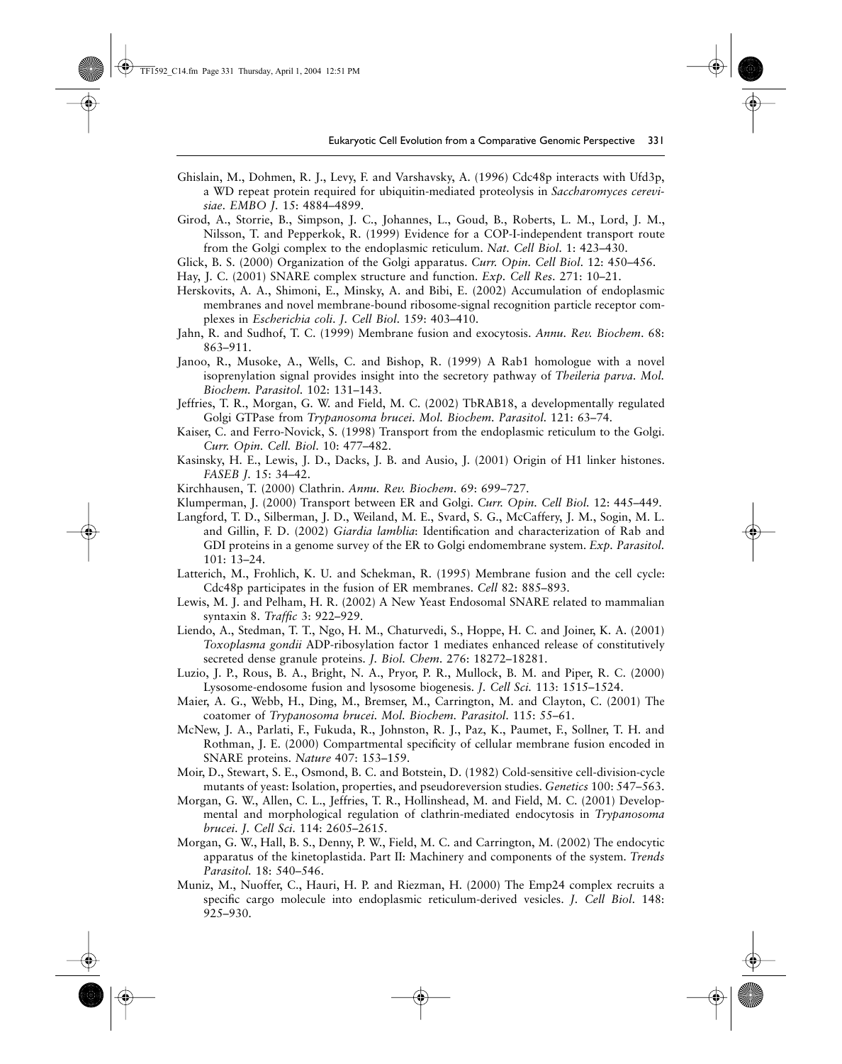Ghislain, M., Dohmen, R. J., Levy, F. and Varshavsky, A. (1996) Cdc48p interacts with Ufd3p, a WD repeat protein required for ubiquitin-mediated proteolysis in *Saccharomyces cerevisiae*. *EMBO J.* 15: 4884–4899.

Girod, A., Storrie, B., Simpson, J. C., Johannes, L., Goud, B., Roberts, L. M., Lord, J. M., Nilsson, T. and Pepperkok, R. (1999) Evidence for a COP-I-independent transport route from the Golgi complex to the endoplasmic reticulum. *Nat. Cell Biol.* 1: 423–430.

Glick, B. S. (2000) Organization of the Golgi apparatus. *Curr. Opin. Cell Biol.* 12: 450–456.

Hay, J. C. (2001) SNARE complex structure and function. *Exp. Cell Res.* 271: 10–21.

Herskovits, A. A., Shimoni, E., Minsky, A. and Bibi, E. (2002) Accumulation of endoplasmic membranes and novel membrane-bound ribosome-signal recognition particle receptor complexes in *Escherichia coli*. *J. Cell Biol.* 159: 403–410.

Jahn, R. and Sudhof, T. C. (1999) Membrane fusion and exocytosis. *Annu. Rev. Biochem.* 68: 863–911.

Janoo, R., Musoke, A., Wells, C. and Bishop, R. (1999) A Rab1 homologue with a novel isoprenylation signal provides insight into the secretory pathway of *Theileria parva*. *Mol. Biochem. Parasitol.* 102: 131–143.

Jeffries, T. R., Morgan, G. W. and Field, M. C. (2002) TbRAB18, a developmentally regulated Golgi GTPase from *Trypanosoma brucei*. *Mol. Biochem. Parasitol.* 121: 63–74.

Kaiser, C. and Ferro-Novick, S. (1998) Transport from the endoplasmic reticulum to the Golgi. *Curr. Opin. Cell. Biol.* 10: 477–482.

Kasinsky, H. E., Lewis, J. D., Dacks, J. B. and Ausio, J. (2001) Origin of H1 linker histones. *FASEB J.* 15: 34–42.

Kirchhausen, T. (2000) Clathrin. *Annu. Rev. Biochem.* 69: 699–727.

Klumperman, J. (2000) Transport between ER and Golgi. *Curr. Opin. Cell Biol.* 12: 445–449.

Langford, T. D., Silberman, J. D., Weiland, M. E., Svard, S. G., McCaffery, J. M., Sogin, M. L. and Gillin, F. D. (2002) *Giardia lamblia*: Identification and characterization of Rab and GDI proteins in a genome survey of the ER to Golgi endomembrane system. *Exp. Parasitol.* 101: 13–24.

Latterich, M., Frohlich, K. U. and Schekman, R. (1995) Membrane fusion and the cell cycle: Cdc48p participates in the fusion of ER membranes. *Cell* 82: 885–893.

Lewis, M. J. and Pelham, H. R. (2002) A New Yeast Endosomal SNARE related to mammalian syntaxin 8. *Traffic* 3: 922–929.

Liendo, A., Stedman, T. T., Ngo, H. M., Chaturvedi, S., Hoppe, H. C. and Joiner, K. A. (2001) *Toxoplasma gondii* ADP-ribosylation factor 1 mediates enhanced release of constitutively secreted dense granule proteins. *J. Biol. Chem.* 276: 18272–18281.

Luzio, J. P., Rous, B. A., Bright, N. A., Pryor, P. R., Mullock, B. M. and Piper, R. C. (2000) Lysosome-endosome fusion and lysosome biogenesis. *J. Cell Sci.* 113: 1515–1524.

Maier, A. G., Webb, H., Ding, M., Bremser, M., Carrington, M. and Clayton, C. (2001) The coatomer of *Trypanosoma brucei*. *Mol. Biochem. Parasitol.* 115: 55–61.

McNew, J. A., Parlati, F., Fukuda, R., Johnston, R. J., Paz, K., Paumet, F., Sollner, T. H. and Rothman, J. E. (2000) Compartmental specificity of cellular membrane fusion encoded in SNARE proteins. *Nature* 407: 153–159.

Moir, D., Stewart, S. E., Osmond, B. C. and Botstein, D. (1982) Cold-sensitive cell-division-cycle mutants of yeast: Isolation, properties, and pseudoreversion studies. *Genetics* 100: 547–563.

Morgan, G. W., Allen, C. L., Jeffries, T. R., Hollinshead, M. and Field, M. C. (2001) Developmental and morphological regulation of clathrin-mediated endocytosis in *Trypanosoma brucei*. *J. Cell Sci.* 114: 2605–2615.

Morgan, G. W., Hall, B. S., Denny, P. W., Field, M. C. and Carrington, M. (2002) The endocytic apparatus of the kinetoplastida. Part II: Machinery and components of the system. *Trends Parasitol.* 18: 540–546.

Muniz, M., Nuoffer, C., Hauri, H. P. and Riezman, H. (2000) The Emp24 complex recruits a specific cargo molecule into endoplasmic reticulum-derived vesicles. *J. Cell Biol.* 148: 925–930.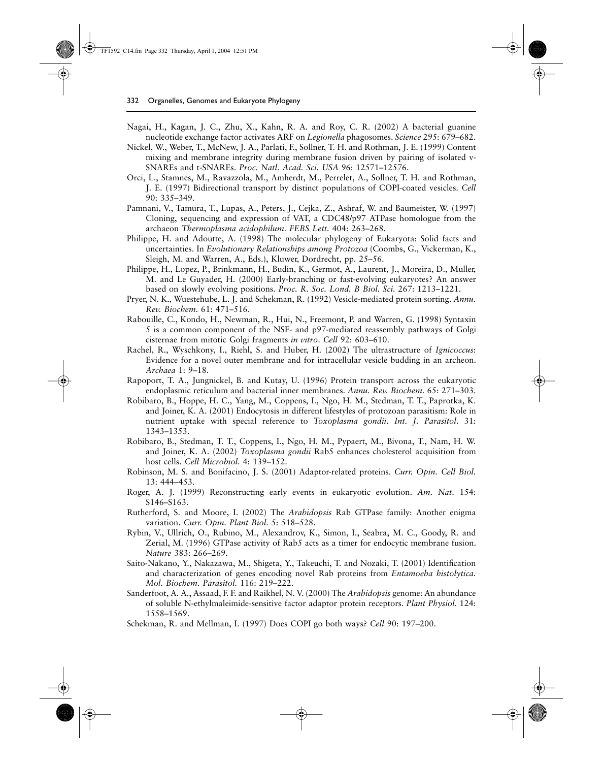Nagai, H., Kagan, J. C., Zhu, X., Kahn, R. A. and Roy, C. R. (2002) A bacterial guanine nucleotide exchange factor activates ARF on *Legionella* phagosomes. *Science* 295: 679–682.

Nickel, W., Weber, T., McNew, J. A., Parlati, F., Sollner, T. H. and Rothman, J. E. (1999) Content mixing and membrane integrity during membrane fusion driven by pairing of isolated v-SNAREs and t-SNAREs. *Proc. Natl. Acad. Sci. USA* 96: 12571–12576.

Orci, L., Stamnes, M., Ravazzola, M., Amherdt, M., Perrelet, A., Sollner, T. H. and Rothman, J. E. (1997) Bidirectional transport by distinct populations of COPI-coated vesicles. *Cell* 90: 335–349.

Pamnani, V., Tamura, T., Lupas, A., Peters, J., Cejka, Z., Ashraf, W. and Baumeister, W. (1997) Cloning, sequencing and expression of VAT, a CDC48/p97 ATPase homologue from the archaeon *Thermoplasma acidophilum*. *FEBS Lett.* 404: 263–268.

Philippe, H. and Adoutte, A. (1998) The molecular phylogeny of Eukaryota: Solid facts and uncertainties. In *Evolutionary Relationships among Protozoa* (Coombs, G., Vickerman, K., Sleigh, M. and Warren, A., Eds.), Kluwer, Dordrecht, pp. 25–56.

Philippe, H., Lopez, P., Brinkmann, H., Budin, K., Germot, A., Laurent, J., Moreira, D., Muller, M. and Le Guyader, H. (2000) Early-branching or fast-evolving eukaryotes? An answer based on slowly evolving positions. *Proc. R. Soc. Lond. B Biol. Sci.* 267: 1213–1221.

Pryer, N. K., Wuestehube, L. J. and Schekman, R. (1992) Vesicle-mediated protein sorting. *Annu. Rev. Biochem.* 61: 471–516.

Rabouille, C., Kondo, H., Newman, R., Hui, N., Freemont, P. and Warren, G. (1998) Syntaxin 5 is a common component of the NSF- and p97-mediated reassembly pathways of Golgi cisternae from mitotic Golgi fragments *in vitro*. *Cell* 92: 603–610.

Rachel, R., Wyschkony, I., Riehl, S. and Huber, H. (2002) The ultrastructure of *Ignicoccus*: Evidence for a novel outer membrane and for intracellular vesicle budding in an archeon. *Archaea* 1: 9–18.

Rapoport, T. A., Jungnickel, B. and Kutay, U. (1996) Protein transport across the eukaryotic endoplasmic reticulum and bacterial inner membranes. *Annu. Rev. Biochem.* 65: 271–303.

Robibaro, B., Hoppe, H. C., Yang, M., Coppens, I., Ngo, H. M., Stedman, T. T., Paprotka, K. and Joiner, K. A. (2001) Endocytosis in different lifestyles of protozoan parasitism: Role in nutrient uptake with special reference to *Toxoplasma gondii*. *Int. J. Parasitol.* 31: 1343–1353.

Robibaro, B., Stedman, T. T., Coppens, I., Ngo, H. M., Pypaert, M., Bivona, T., Nam, H. W. and Joiner, K. A. (2002) *Toxoplasma gondii* Rab5 enhances cholesterol acquisition from host cells. *Cell Microbiol.* 4: 139–152.

Robinson, M. S. and Bonifacino, J. S. (2001) Adaptor-related proteins. *Curr. Opin. Cell Biol.* 13: 444–453.

Roger, A. J. (1999) Reconstructing early events in eukaryotic evolution. *Am. Nat.* 154: S146–S163.

Rutherford, S. and Moore, I. (2002) The *Arabidopsis* Rab GTPase family: Another enigma variation. *Curr. Opin. Plant Biol.* 5: 518–528.

Rybin, V., Ullrich, O., Rubino, M., Alexandrov, K., Simon, I., Seabra, M. C., Goody, R. and Zerial, M. (1996) GTPase activity of Rab5 acts as a timer for endocytic membrane fusion. *Nature* 383: 266–269.

Saito-Nakano, Y., Nakazawa, M., Shigeta, Y., Takeuchi, T. and Nozaki, T. (2001) Identification and characterization of genes encoding novel Rab proteins from *Entamoeba histolytica*. *Mol. Biochem. Parasitol.* 116: 219–222.

Sanderfoot, A. A., Assaad, F. F. and Raikhel, N. V. (2000) The *Arabidopsis* genome: An abundance of soluble N-ethylmaleimide-sensitive factor adaptor protein receptors. *Plant Physiol.* 124: 1558–1569.

Schekman, R. and Mellman, I. (1997) Does COPI go both ways? *Cell* 90: 197–200.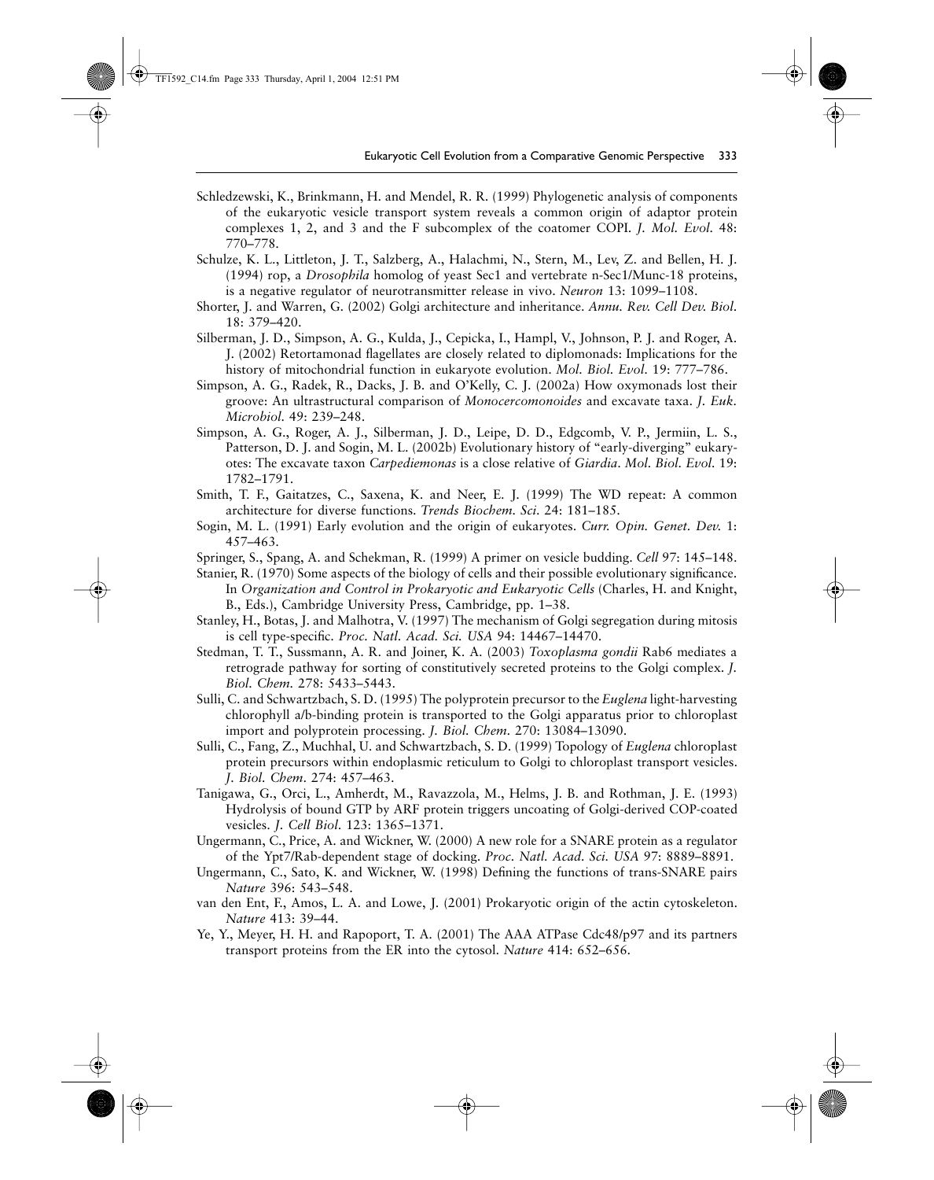Schledzewski, K., Brinkmann, H. and Mendel, R. R. (1999) Phylogenetic analysis of components of the eukaryotic vesicle transport system reveals a common origin of adaptor protein complexes 1, 2, and 3 and the F subcomplex of the coatomer COPI. *J. Mol. Evol.* 48: 770–778.

Schulze, K. L., Littleton, J. T., Salzberg, A., Halachmi, N., Stern, M., Lev, Z. and Bellen, H. J. (1994) rop, a *Drosophila* homolog of yeast Sec1 and vertebrate n-Sec1/Munc-18 proteins, is a negative regulator of neurotransmitter release in vivo. *Neuron* 13: 1099–1108.

Shorter, J. and Warren, G. (2002) Golgi architecture and inheritance. *Annu. Rev. Cell Dev. Biol.* 18: 379–420.

Silberman, J. D., Simpson, A. G., Kulda, J., Cepicka, I., Hampl, V., Johnson, P. J. and Roger, A. J. (2002) Retortamonad flagellates are closely related to diplomonads: Implications for the history of mitochondrial function in eukaryote evolution. *Mol. Biol. Evol.* 19: 777–786.

Simpson, A. G., Radek, R., Dacks, J. B. and O'Kelly, C. J. (2002a) How oxymonads lost their groove: An ultrastructural comparison of *Monocercomonoides* and excavate taxa. *J. Euk. Microbiol.* 49: 239–248.

Simpson, A. G., Roger, A. J., Silberman, J. D., Leipe, D. D., Edgcomb, V. P., Jermiin, L. S., Patterson, D. J. and Sogin, M. L. (2002b) Evolutionary history of "early-diverging" eukaryotes: The excavate taxon *Carpediemonas* is a close relative of *Giardia*. *Mol. Biol. Evol.* 19: 1782–1791.

Smith, T. F., Gaitatzes, C., Saxena, K. and Neer, E. J. (1999) The WD repeat: A common architecture for diverse functions. *Trends Biochem. Sci.* 24: 181–185.

Sogin, M. L. (1991) Early evolution and the origin of eukaryotes. *Curr. Opin. Genet. Dev.* 1: 457–463.

Springer, S., Spang, A. and Schekman, R. (1999) A primer on vesicle budding. *Cell* 97: 145–148.

Stanier, R. (1970) Some aspects of the biology of cells and their possible evolutionary significance. In *Organization and Control in Prokaryotic and Eukaryotic Cells* (Charles, H. and Knight, B., Eds.), Cambridge University Press, Cambridge, pp. 1–38.

Stanley, H., Botas, J. and Malhotra, V. (1997) The mechanism of Golgi segregation during mitosis is cell type-specific. *Proc. Natl. Acad. Sci. USA* 94: 14467–14470.

Stedman, T. T., Sussmann, A. R. and Joiner, K. A. (2003) *Toxoplasma gondii* Rab6 mediates a retrograde pathway for sorting of constitutively secreted proteins to the Golgi complex. *J. Biol. Chem.* 278: 5433–5443.

Sulli, C. and Schwartzbach, S. D. (1995) The polyprotein precursor to the *Euglena* light-harvesting chlorophyll a/b-binding protein is transported to the Golgi apparatus prior to chloroplast import and polyprotein processing. *J. Biol. Chem.* 270: 13084–13090.

Sulli, C., Fang, Z., Muchhal, U. and Schwartzbach, S. D. (1999) Topology of *Euglena* chloroplast protein precursors within endoplasmic reticulum to Golgi to chloroplast transport vesicles. *J. Biol. Chem.* 274: 457–463.

Tanigawa, G., Orci, L., Amherdt, M., Ravazzola, M., Helms, J. B. and Rothman, J. E. (1993) Hydrolysis of bound GTP by ARF protein triggers uncoating of Golgi-derived COP-coated vesicles. *J. Cell Biol.* 123: 1365–1371.

Ungermann, C., Price, A. and Wickner, W. (2000) A new role for a SNARE protein as a regulator of the Ypt7/Rab-dependent stage of docking. *Proc. Natl. Acad. Sci. USA* 97: 8889–8891.

Ungermann, C., Sato, K. and Wickner, W. (1998) Defining the functions of trans-SNARE pairs *Nature* 396: 543–548.

van den Ent, F., Amos, L. A. and Lowe, J. (2001) Prokaryotic origin of the actin cytoskeleton. *Nature* 413: 39–44.

Ye, Y., Meyer, H. H. and Rapoport, T. A. (2001) The AAA ATPase Cdc48/p97 and its partners transport proteins from the ER into the cytosol. *Nature* 414: 652–656.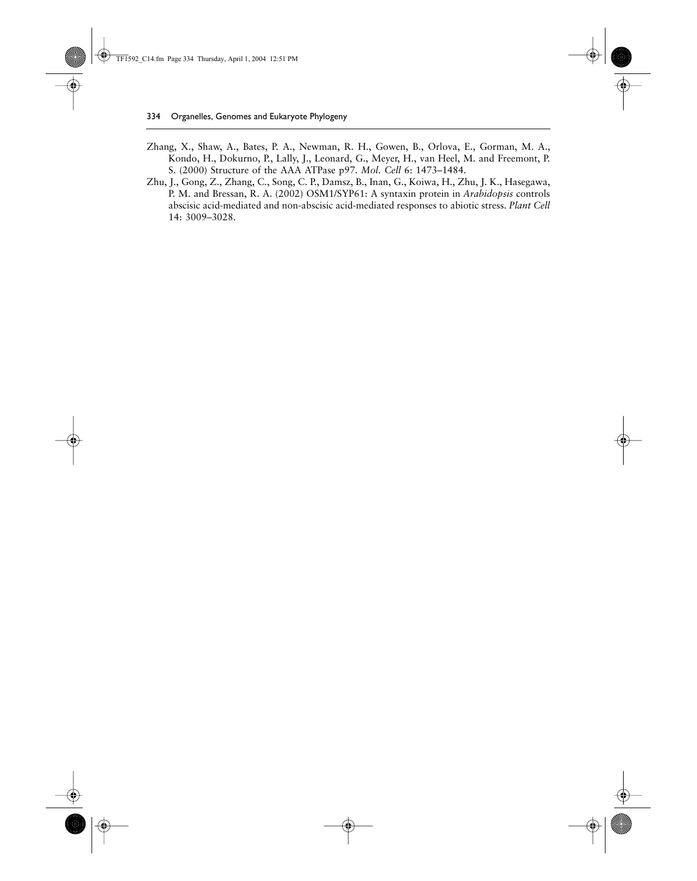Zhang, X., Shaw, A., Bates, P. A., Newman, R. H., Gowen, B., Orlova, E., Gorman, M. A., Kondo, H., Dokurno, P., Lally, J., Leonard, G., Meyer, H., van Heel, M. and Freemont, P. S. (2000) Structure of the AAA ATPase p97. *Mol. Cell* 6: 1473–1484.

Zhu, J., Gong, Z., Zhang, C., Song, C. P., Damsz, B., Inan, G., Koiwa, H., Zhu, J. K., Hasegawa, P. M. and Bressan, R. A. (2002) OSM1/SYP61: A syntaxin protein in *Arabidopsis* controls abscisic acid-mediated and non-abscisic acid-mediated responses to abiotic stress. *Plant Cell* 14: 3009–3028.